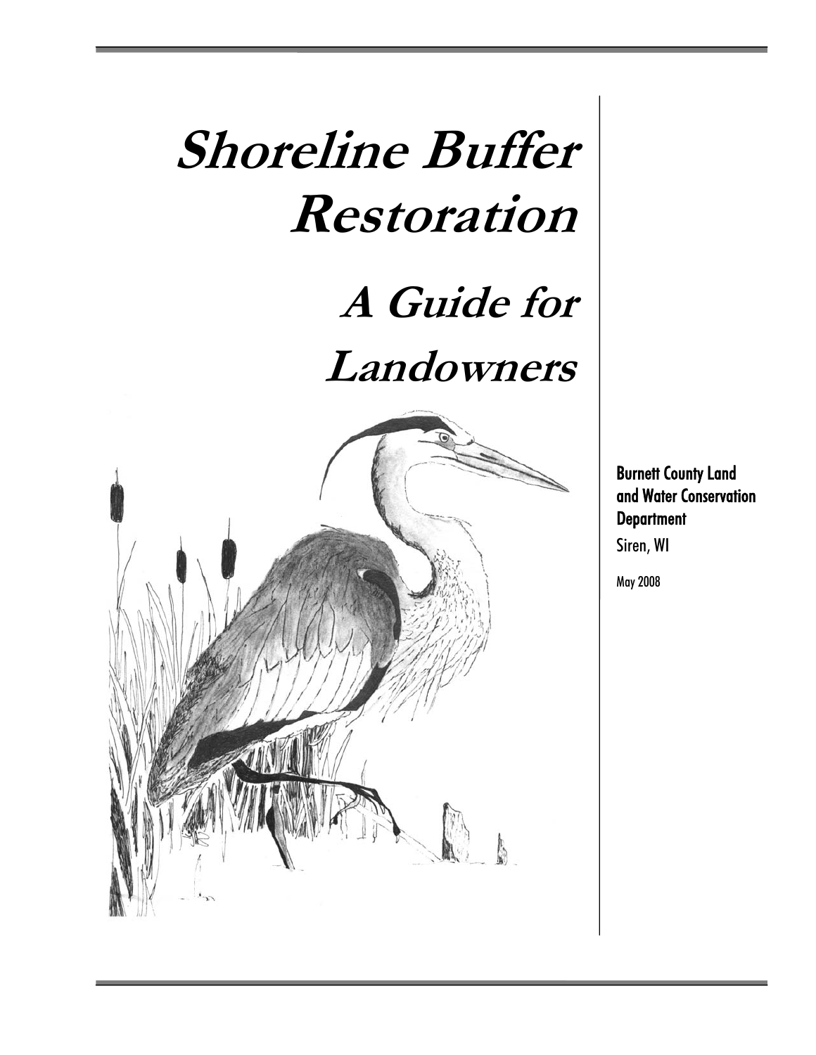# Shoreline Buffer Restoration

## A Guide for Landowners

**Burnett County Land and Water Conservation Department**

Siren, WI

May 2008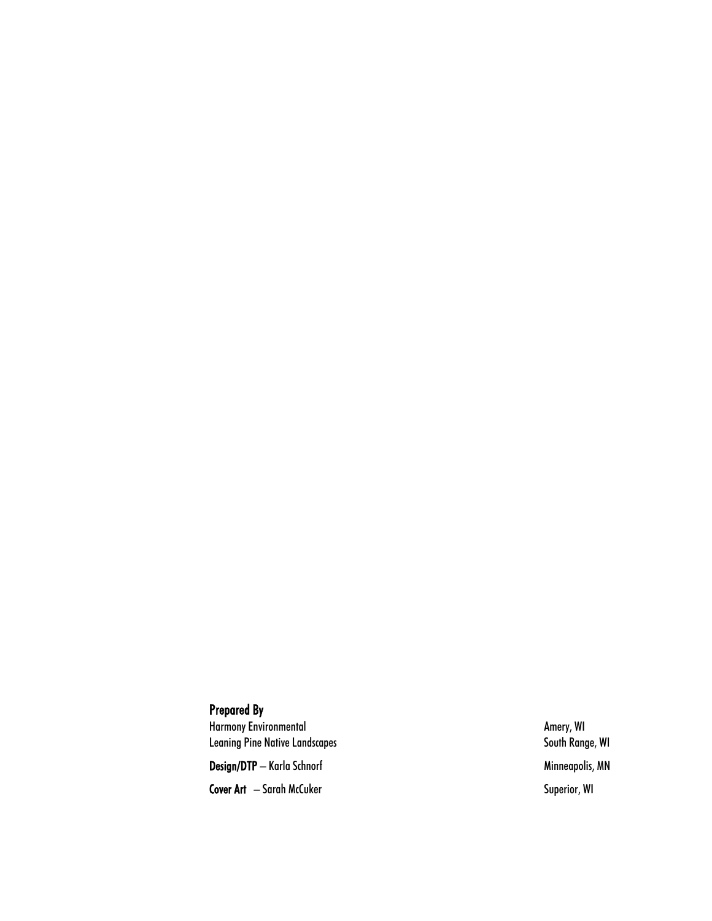**Prepared By**

Harmony Environmental — Amery, WI

Leaning Pine Native Landscapes — South Range, WI

**Design/DTP** – Karla Schnorf — Minneapolis, MN

**Cover Art** – Sarah McCuker — Superior, WI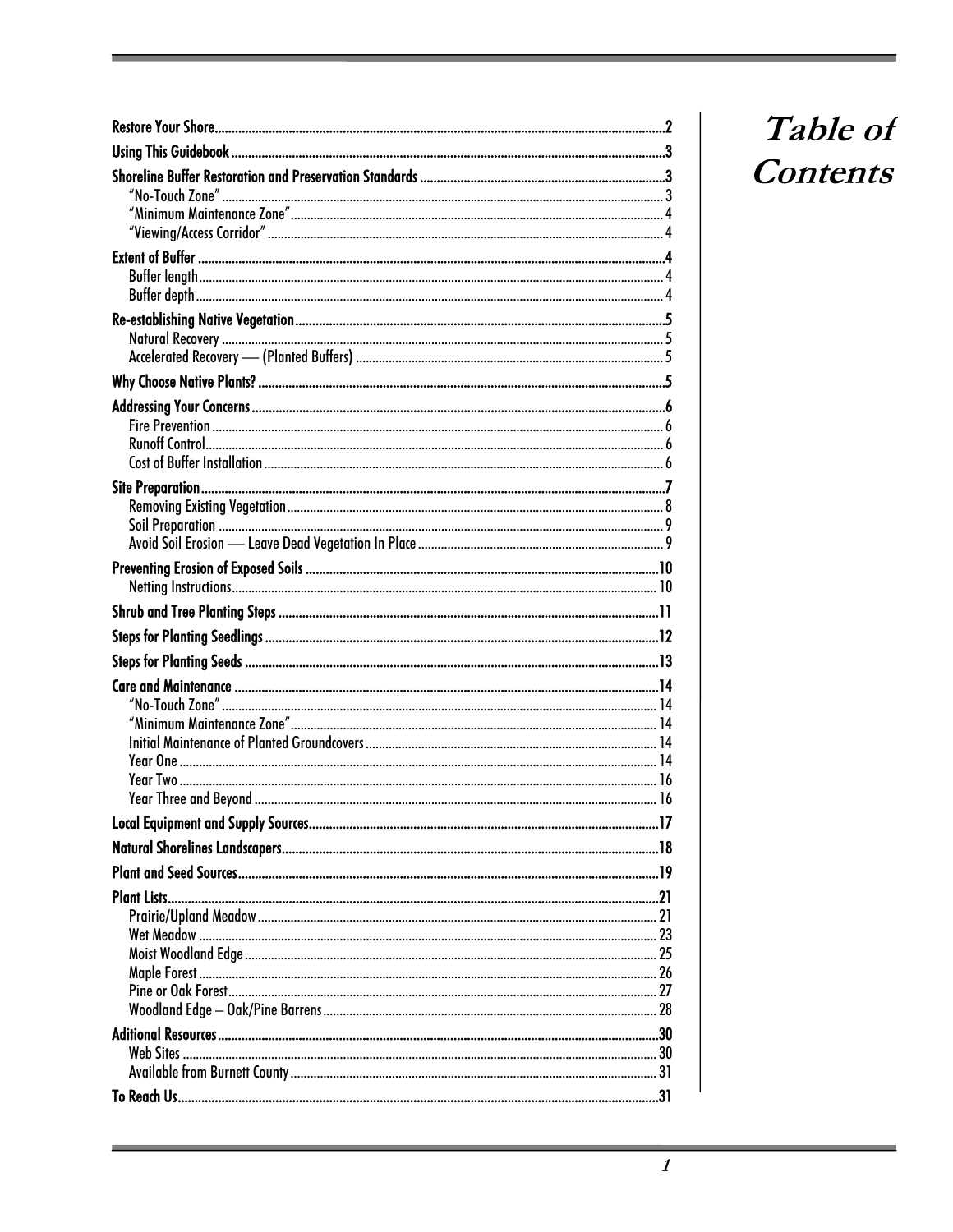# Table of Contents

**Restore Your Shore** .......... 2

**Using This Guidebook** .......... 3

**Shoreline Buffer Restoration and Preservation Standards** .......... 3
- "No-Touch Zone" .......... 3
- "Minimum Maintenance Zone" .......... 4
- "Viewing/Access Corridor" .......... 4

**Extent of Buffer** .......... 4
- Buffer length .......... 4
- Buffer depth .......... 4

**Re-establishing Native Vegetation** .......... 5
- Natural Recovery .......... 5
- Accelerated Recovery — (Planted Buffers) .......... 5

**Why Choose Native Plants?** .......... 5

**Addressing Your Concerns** .......... 6
- Fire Prevention .......... 6
- Runoff Control .......... 6
- Cost of Buffer Installation .......... 6

**Site Preparation** .......... 7
- Removing Existing Vegetation .......... 8
- Soil Preparation .......... 9
- Avoid Soil Erosion — Leave Dead Vegetation In Place .......... 9

**Preventing Erosion of Exposed Soils** .......... 10
- Netting Instructions .......... 10

**Shrub and Tree Planting Steps** .......... 11

**Steps for Planting Seedlings** .......... 12

**Steps for Planting Seeds** .......... 13

**Care and Maintenance** .......... 14
- "No-Touch Zone" .......... 14
- "Minimum Maintenance Zone" .......... 14
- Initial Maintenance of Planted Groundcovers .......... 14
- Year One .......... 14
- Year Two .......... 16
- Year Three and Beyond .......... 16

**Local Equipment and Supply Sources** .......... 17

**Natural Shorelines Landscapers** .......... 18

**Plant and Seed Sources** .......... 19

**Plant Lists** .......... 21
- Prairie/Upland Meadow .......... 21
- Wet Meadow .......... 23
- Moist Woodland Edge .......... 25
- Maple Forest .......... 26
- Pine or Oak Forest .......... 27
- Woodland Edge – Oak/Pine Barrens .......... 28

**Aditional Resources** .......... 30
- Web Sites .......... 30
- Available from Burnett County .......... 31

**To Reach Us** .......... 31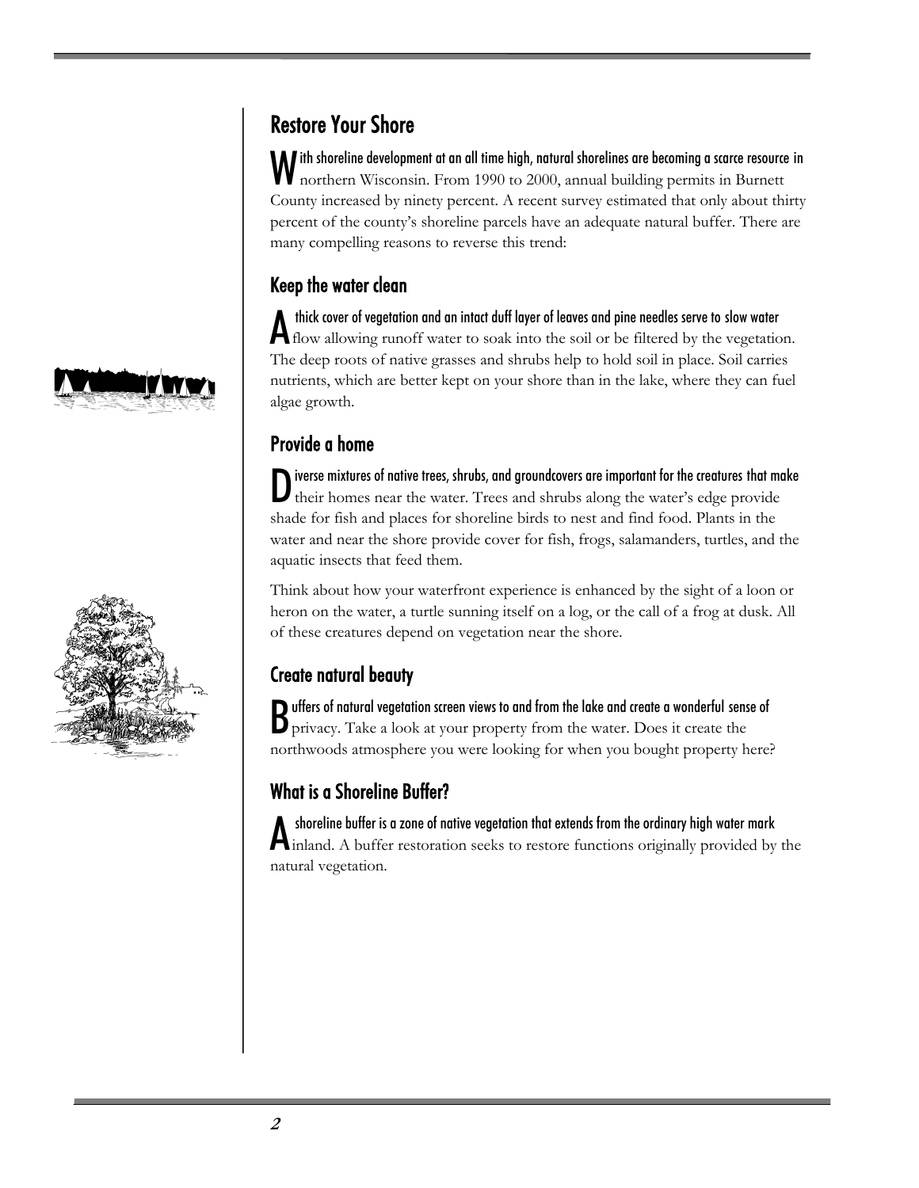# Restore Your Shore

With shoreline development at an all time high, natural shorelines are becoming a scarce resource in northern Wisconsin. From 1990 to 2000, annual building permits in Burnett County increased by ninety percent. A recent survey estimated that only about thirty percent of the county's shoreline parcels have an adequate natural buffer. There are many compelling reasons to reverse this trend:

## Keep the water clean

A thick cover of vegetation and an intact duff layer of leaves and pine needles serve to slow water flow allowing runoff water to soak into the soil or be filtered by the vegetation. The deep roots of native grasses and shrubs help to hold soil in place. Soil carries nutrients, which are better kept on your shore than in the lake, where they can fuel algae growth.

## Provide a home

Diverse mixtures of native trees, shrubs, and groundcovers are important for the creatures that make their homes near the water. Trees and shrubs along the water's edge provide shade for fish and places for shoreline birds to nest and find food. Plants in the water and near the shore provide cover for fish, frogs, salamanders, turtles, and the aquatic insects that feed them.

Think about how your waterfront experience is enhanced by the sight of a loon or heron on the water, a turtle sunning itself on a log, or the call of a frog at dusk. All of these creatures depend on vegetation near the shore.

## Create natural beauty

Buffers of natural vegetation screen views to and from the lake and create a wonderful sense of privacy. Take a look at your property from the water. Does it create the northwoods atmosphere you were looking for when you bought property here?

## What is a Shoreline Buffer?

A shoreline buffer is a zone of native vegetation that extends from the ordinary high water mark inland. A buffer restoration seeks to restore functions originally provided by the natural vegetation.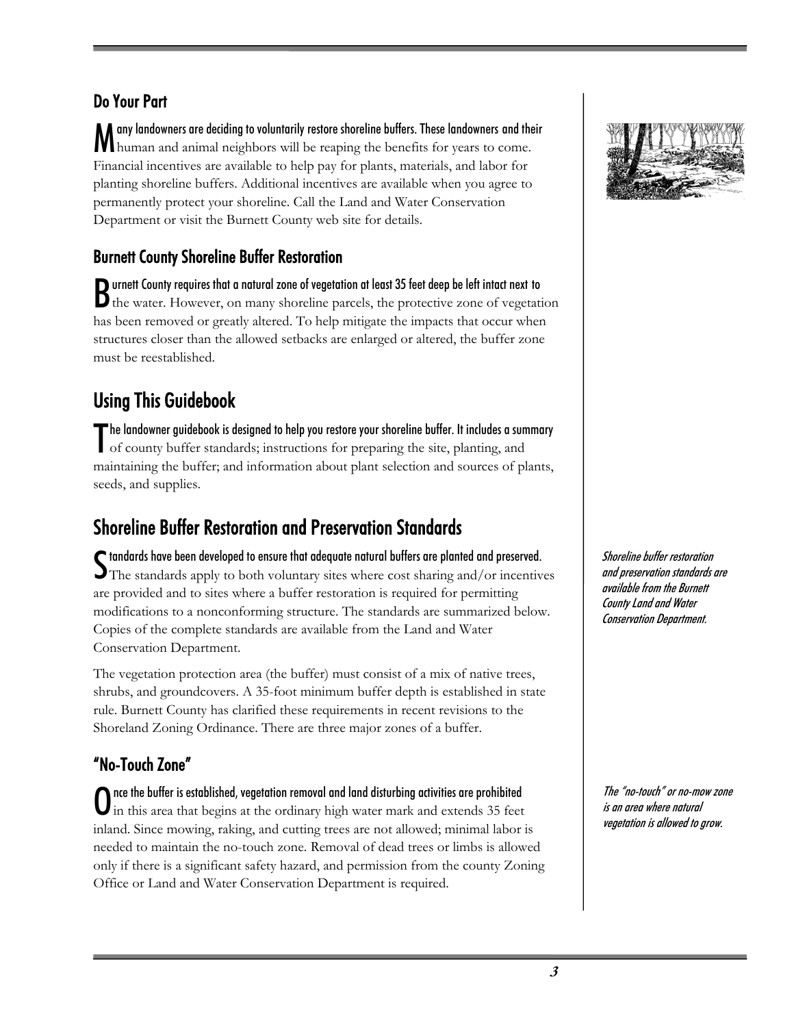## Do Your Part

Many landowners are deciding to voluntarily restore shoreline buffers. These landowners and their human and animal neighbors will be reaping the benefits for years to come. Financial incentives are available to help pay for plants, materials, and labor for planting shoreline buffers. Additional incentives are available when you agree to permanently protect your shoreline. Call the Land and Water Conservation Department or visit the Burnett County web site for details.

## Burnett County Shoreline Buffer Restoration

Burnett County requires that a natural zone of vegetation at least 35 feet deep be left intact next to the water. However, on many shoreline parcels, the protective zone of vegetation has been removed or greatly altered. To help mitigate the impacts that occur when structures closer than the allowed setbacks are enlarged or altered, the buffer zone must be reestablished.

# Using This Guidebook

The landowner guidebook is designed to help you restore your shoreline buffer. It includes a summary of county buffer standards; instructions for preparing the site, planting, and maintaining the buffer; and information about plant selection and sources of plants, seeds, and supplies.

# Shoreline Buffer Restoration and Preservation Standards

*Shoreline buffer restoration and preservation standards are available from the Burnett County Land and Water Conservation Department.*

Standards have been developed to ensure that adequate natural buffers are planted and preserved. The standards apply to both voluntary sites where cost sharing and/or incentives are provided and to sites where a buffer restoration is required for permitting modifications to a nonconforming structure. The standards are summarized below. Copies of the complete standards are available from the Land and Water Conservation Department.

The vegetation protection area (the buffer) must consist of a mix of native trees, shrubs, and groundcovers. A 35-foot minimum buffer depth is established in state rule. Burnett County has clarified these requirements in recent revisions to the Shoreland Zoning Ordinance. There are three major zones of a buffer.

## "No-Touch Zone"

*The "no-touch" or no-mow zone is an area where natural vegetation is allowed to grow.*

Once the buffer is established, vegetation removal and land disturbing activities are prohibited in this area that begins at the ordinary high water mark and extends 35 feet inland. Since mowing, raking, and cutting trees are not allowed; minimal labor is needed to maintain the no-touch zone. Removal of dead trees or limbs is allowed only if there is a significant safety hazard, and permission from the county Zoning Office or Land and Water Conservation Department is required.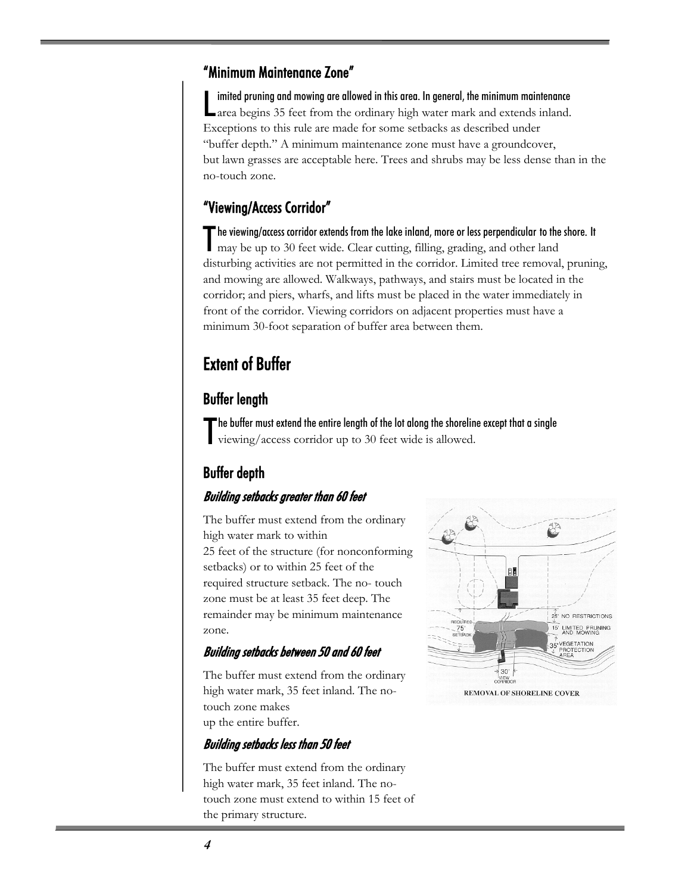### "Minimum Maintenance Zone"

Limited pruning and mowing are allowed in this area. In general, the minimum maintenance area begins 35 feet from the ordinary high water mark and extends inland. Exceptions to this rule are made for some setbacks as described under "buffer depth." A minimum maintenance zone must have a groundcover, but lawn grasses are acceptable here. Trees and shrubs may be less dense than in the no-touch zone.

### "Viewing/Access Corridor"

The viewing/access corridor extends from the lake inland, more or less perpendicular to the shore. It may be up to 30 feet wide. Clear cutting, filling, grading, and other land disturbing activities are not permitted in the corridor. Limited tree removal, pruning, and mowing are allowed. Walkways, pathways, and stairs must be located in the corridor; and piers, wharfs, and lifts must be placed in the water immediately in front of the corridor. Viewing corridors on adjacent properties must have a minimum 30-foot separation of buffer area between them.

## Extent of Buffer

### Buffer length

The buffer must extend the entire length of the lot along the shoreline except that a single viewing/access corridor up to 30 feet wide is allowed.

### Buffer depth

#### *Building setbacks greater than 60 feet*

The buffer must extend from the ordinary high water mark to within 25 feet of the structure (for nonconforming setbacks) or to within 25 feet of the required structure setback. The no- touch zone must be at least 35 feet deep. The remainder may be minimum maintenance zone.

#### *Building setbacks between 50 and 60 feet*

The buffer must extend from the ordinary high water mark, 35 feet inland. The no-touch zone makes up the entire buffer.

#### *Building setbacks less than 50 feet*

The buffer must extend from the ordinary high water mark, 35 feet inland. The no-touch zone must extend to within 15 feet of the primary structure.

REQUIRED 75' SETBACK | 25' NO RESTRICTIONS | 15' LIMITED PRUNING AND MOWING | 35' VEGETATION PROTECTION AREA | 30' VIEW CORRIDOR

REMOVAL OF SHORELINE COVER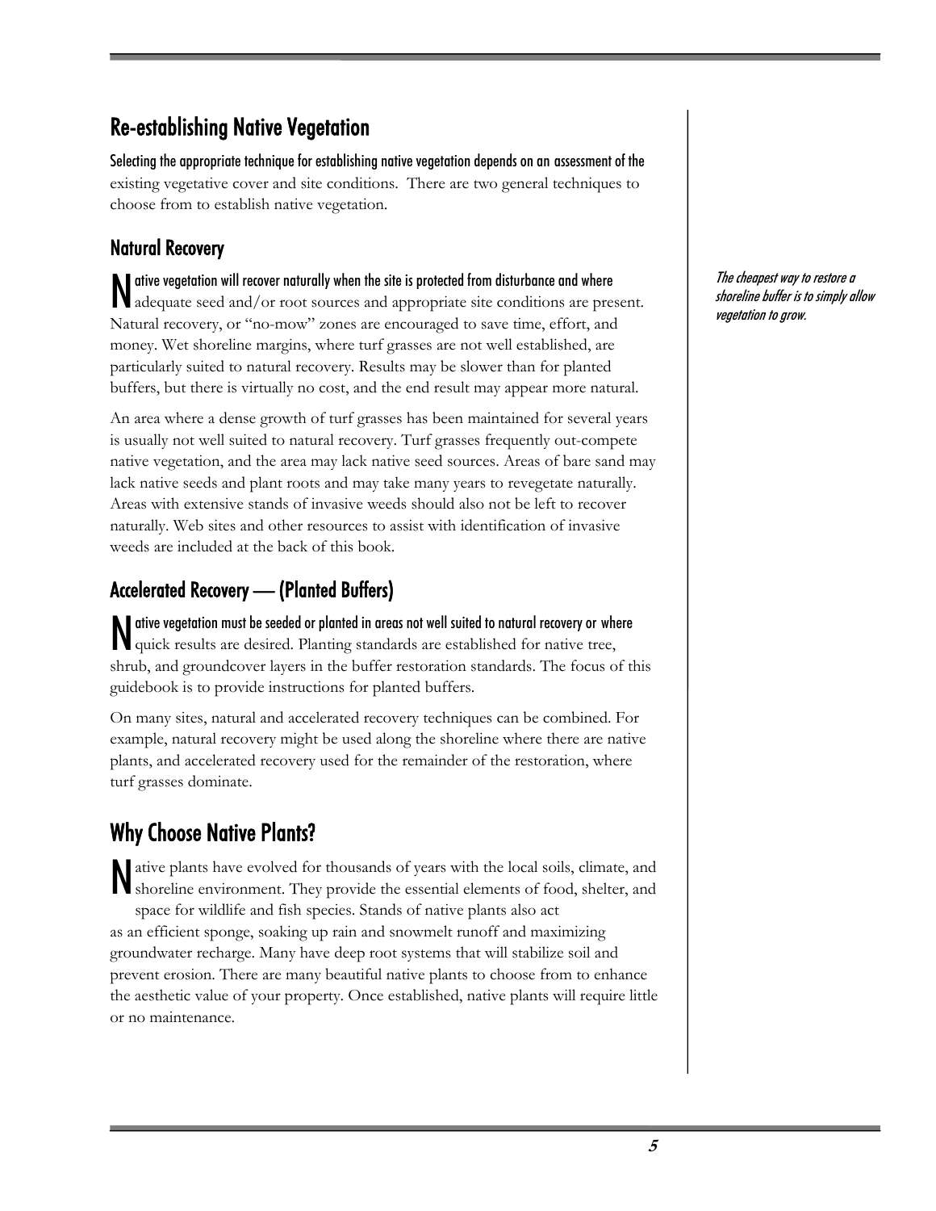## Re-establishing Native Vegetation

Selecting the appropriate technique for establishing native vegetation depends on an assessment of the existing vegetative cover and site conditions. There are two general techniques to choose from to establish native vegetation.

### Natural Recovery

Native vegetation will recover naturally when the site is protected from disturbance and where adequate seed and/or root sources and appropriate site conditions are present. Natural recovery, or "no-mow" zones are encouraged to save time, effort, and money. Wet shoreline margins, where turf grasses are not well established, are particularly suited to natural recovery. Results may be slower than for planted buffers, but there is virtually no cost, and the end result may appear more natural.

*The cheapest way to restore a shoreline buffer is to simply allow vegetation to grow.*

An area where a dense growth of turf grasses has been maintained for several years is usually not well suited to natural recovery. Turf grasses frequently out-compete native vegetation, and the area may lack native seed sources. Areas of bare sand may lack native seeds and plant roots and may take many years to revegetate naturally. Areas with extensive stands of invasive weeds should also not be left to recover naturally. Web sites and other resources to assist with identification of invasive weeds are included at the back of this book.

### Accelerated Recovery — (Planted Buffers)

Native vegetation must be seeded or planted in areas not well suited to natural recovery or where quick results are desired. Planting standards are established for native tree, shrub, and groundcover layers in the buffer restoration standards. The focus of this guidebook is to provide instructions for planted buffers.

On many sites, natural and accelerated recovery techniques can be combined. For example, natural recovery might be used along the shoreline where there are native plants, and accelerated recovery used for the remainder of the restoration, where turf grasses dominate.

## Why Choose Native Plants?

Native plants have evolved for thousands of years with the local soils, climate, and shoreline environment. They provide the essential elements of food, shelter, and space for wildlife and fish species. Stands of native plants also act as an efficient sponge, soaking up rain and snowmelt runoff and maximizing groundwater recharge. Many have deep root systems that will stabilize soil and prevent erosion. There are many beautiful native plants to choose from to enhance the aesthetic value of your property. Once established, native plants will require little or no maintenance.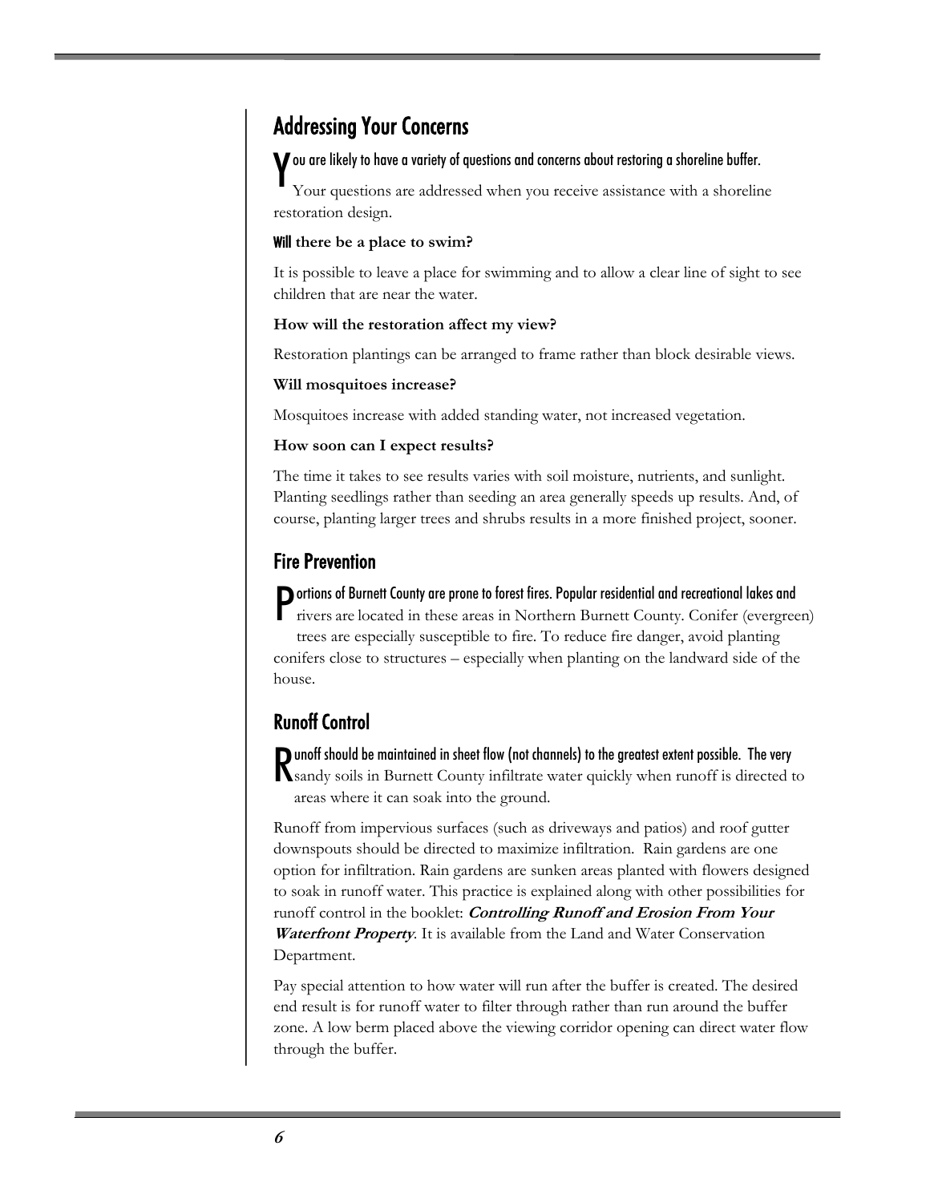## Addressing Your Concerns

You are likely to have a variety of questions and concerns about restoring a shoreline buffer. Your questions are addressed when you receive assistance with a shoreline restoration design.

**Will there be a place to swim?**

It is possible to leave a place for swimming and to allow a clear line of sight to see children that are near the water.

**How will the restoration affect my view?**

Restoration plantings can be arranged to frame rather than block desirable views.

**Will mosquitoes increase?**

Mosquitoes increase with added standing water, not increased vegetation.

**How soon can I expect results?**

The time it takes to see results varies with soil moisture, nutrients, and sunlight. Planting seedlings rather than seeding an area generally speeds up results. And, of course, planting larger trees and shrubs results in a more finished project, sooner.

## Fire Prevention

Portions of Burnett County are prone to forest fires. Popular residential and recreational lakes and rivers are located in these areas in Northern Burnett County. Conifer (evergreen) trees are especially susceptible to fire. To reduce fire danger, avoid planting conifers close to structures – especially when planting on the landward side of the house.

## Runoff Control

Runoff should be maintained in sheet flow (not channels) to the greatest extent possible. The very sandy soils in Burnett County infiltrate water quickly when runoff is directed to areas where it can soak into the ground.

Runoff from impervious surfaces (such as driveways and patios) and roof gutter downspouts should be directed to maximize infiltration. Rain gardens are one option for infiltration. Rain gardens are sunken areas planted with flowers designed to soak in runoff water. This practice is explained along with other possibilities for runoff control in the booklet: ***Controlling Runoff and Erosion From Your Waterfront Property***. It is available from the Land and Water Conservation Department.

Pay special attention to how water will run after the buffer is created. The desired end result is for runoff water to filter through rather than run around the buffer zone. A low berm placed above the viewing corridor opening can direct water flow through the buffer.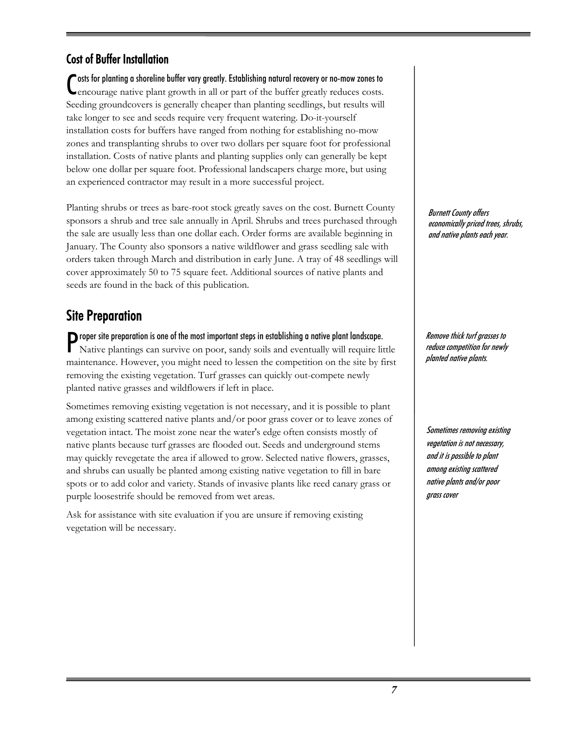## Cost of Buffer Installation

Costs for planting a shoreline buffer vary greatly. Establishing natural recovery or no-mow zones to encourage native plant growth in all or part of the buffer greatly reduces costs. Seeding groundcovers is generally cheaper than planting seedlings, but results will take longer to see and seeds require very frequent watering. Do-it-yourself installation costs for buffers have ranged from nothing for establishing no-mow zones and transplanting shrubs to over two dollars per square foot for professional installation. Costs of native plants and planting supplies only can generally be kept below one dollar per square foot. Professional landscapers charge more, but using an experienced contractor may result in a more successful project.

Planting shrubs or trees as bare-root stock greatly saves on the cost. Burnett County sponsors a shrub and tree sale annually in April. Shrubs and trees purchased through the sale are usually less than one dollar each. Order forms are available beginning in January. The County also sponsors a native wildflower and grass seedling sale with orders taken through March and distribution in early June. A tray of 48 seedlings will cover approximately 50 to 75 square feet. Additional sources of native plants and seeds are found in the back of this publication.

*Burnett County offers economically priced trees, shrubs, and native plants each year.*

## Site Preparation

Proper site preparation is one of the most important steps in establishing a native plant landscape. Native plantings can survive on poor, sandy soils and eventually will require little maintenance. However, you might need to lessen the competition on the site by first removing the existing vegetation. Turf grasses can quickly out-compete newly planted native grasses and wildflowers if left in place.

*Remove thick turf grasses to reduce competition for newly planted native plants.*

Sometimes removing existing vegetation is not necessary, and it is possible to plant among existing scattered native plants and/or poor grass cover or to leave zones of vegetation intact. The moist zone near the water's edge often consists mostly of native plants because turf grasses are flooded out. Seeds and underground stems may quickly revegetate the area if allowed to grow. Selected native flowers, grasses, and shrubs can usually be planted among existing native vegetation to fill in bare spots or to add color and variety. Stands of invasive plants like reed canary grass or purple loosestrife should be removed from wet areas.

*Sometimes removing existing vegetation is not necessary, and it is possible to plant among existing scattered native plants and/or poor grass cover*

Ask for assistance with site evaluation if you are unsure if removing existing vegetation will be necessary.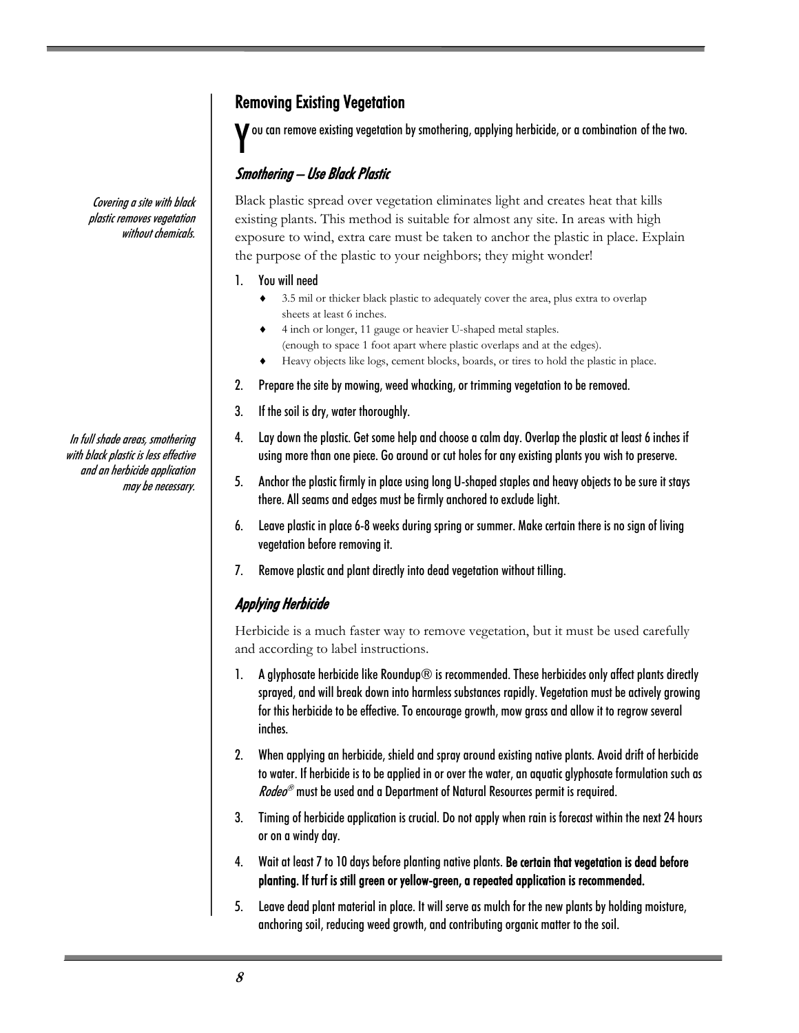## Removing Existing Vegetation

You can remove existing vegetation by smothering, applying herbicide, or a combination of the two.

### *Smothering – Use Black Plastic*

*Covering a site with black plastic removes vegetation without chemicals.*

Black plastic spread over vegetation eliminates light and creates heat that kills existing plants. This method is suitable for almost any site. In areas with high exposure to wind, extra care must be taken to anchor the plastic in place. Explain the purpose of the plastic to your neighbors; they might wonder!

1. You will need
   - 3.5 mil or thicker black plastic to adequately cover the area, plus extra to overlap sheets at least 6 inches.
   - 4 inch or longer, 11 gauge or heavier U-shaped metal staples. (enough to space 1 foot apart where plastic overlaps and at the edges).
   - Heavy objects like logs, cement blocks, boards, or tires to hold the plastic in place.
2. Prepare the site by mowing, weed whacking, or trimming vegetation to be removed.
3. If the soil is dry, water thoroughly.
4. Lay down the plastic. Get some help and choose a calm day. Overlap the plastic at least 6 inches if using more than one piece. Go around or cut holes for any existing plants you wish to preserve.
5. Anchor the plastic firmly in place using long U-shaped staples and heavy objects to be sure it stays there. All seams and edges must be firmly anchored to exclude light.
6. Leave plastic in place 6-8 weeks during spring or summer. Make certain there is no sign of living vegetation before removing it.
7. Remove plastic and plant directly into dead vegetation without tilling.

*In full shade areas, smothering with black plastic is less effective and an herbicide application may be necessary.*

### *Applying Herbicide*

Herbicide is a much faster way to remove vegetation, but it must be used carefully and according to label instructions.

1. A glyphosate herbicide like Roundup® is recommended. These herbicides only affect plants directly sprayed, and will break down into harmless substances rapidly. Vegetation must be actively growing for this herbicide to be effective. To encourage growth, mow grass and allow it to regrow several inches.
2. When applying an herbicide, shield and spray around existing native plants. Avoid drift of herbicide to water. If herbicide is to be applied in or over the water, an aquatic glyphosate formulation such as *Rodeo*® must be used and a Department of Natural Resources permit is required.
3. Timing of herbicide application is crucial. Do not apply when rain is forecast within the next 24 hours or on a windy day.
4. Wait at least 7 to 10 days before planting native plants. **Be certain that vegetation is dead before planting. If turf is still green or yellow-green, a repeated application is recommended.**
5. Leave dead plant material in place. It will serve as mulch for the new plants by holding moisture, anchoring soil, reducing weed growth, and contributing organic matter to the soil.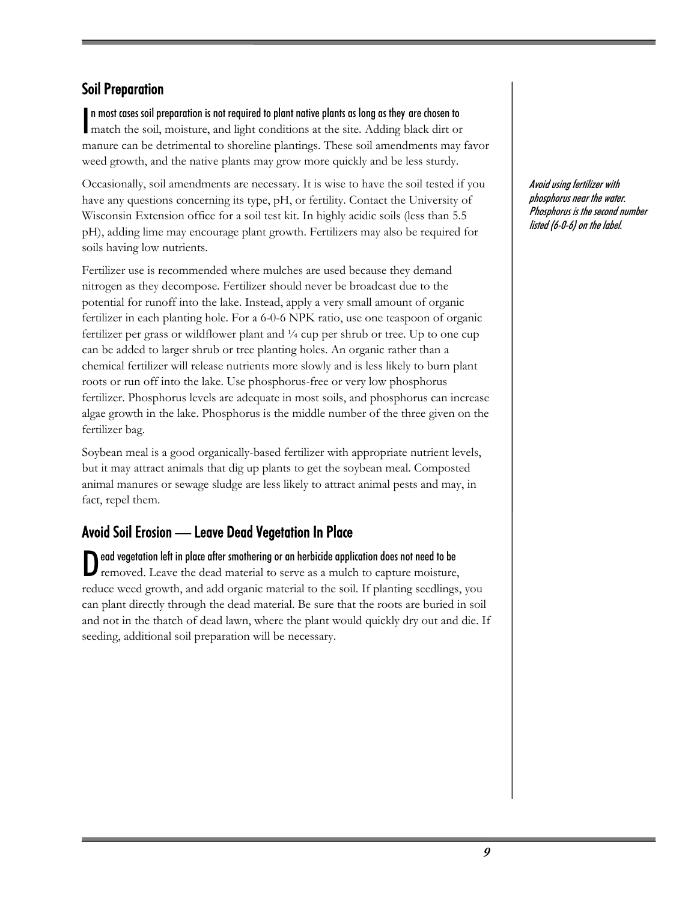## Soil Preparation

In most cases soil preparation is not required to plant native plants as long as they are chosen to match the soil, moisture, and light conditions at the site. Adding black dirt or manure can be detrimental to shoreline plantings. These soil amendments may favor weed growth, and the native plants may grow more quickly and be less sturdy.

Occasionally, soil amendments are necessary. It is wise to have the soil tested if you have any questions concerning its type, pH, or fertility. Contact the University of Wisconsin Extension office for a soil test kit. In highly acidic soils (less than 5.5 pH), adding lime may encourage plant growth. Fertilizers may also be required for soils having low nutrients.

*Avoid using fertilizer with phosphorus near the water. Phosphorus is the second number listed (6-0-6) on the label.*

Fertilizer use is recommended where mulches are used because they demand nitrogen as they decompose. Fertilizer should never be broadcast due to the potential for runoff into the lake. Instead, apply a very small amount of organic fertilizer in each planting hole. For a 6-0-6 NPK ratio, use one teaspoon of organic fertilizer per grass or wildflower plant and ¼ cup per shrub or tree. Up to one cup can be added to larger shrub or tree planting holes. An organic rather than a chemical fertilizer will release nutrients more slowly and is less likely to burn plant roots or run off into the lake. Use phosphorus-free or very low phosphorus fertilizer. Phosphorus levels are adequate in most soils, and phosphorus can increase algae growth in the lake. Phosphorus is the middle number of the three given on the fertilizer bag.

Soybean meal is a good organically-based fertilizer with appropriate nutrient levels, but it may attract animals that dig up plants to get the soybean meal. Composted animal manures or sewage sludge are less likely to attract animal pests and may, in fact, repel them.

## Avoid Soil Erosion — Leave Dead Vegetation In Place

Dead vegetation left in place after smothering or an herbicide application does not need to be removed. Leave the dead material to serve as a mulch to capture moisture, reduce weed growth, and add organic material to the soil. If planting seedlings, you can plant directly through the dead material. Be sure that the roots are buried in soil and not in the thatch of dead lawn, where the plant would quickly dry out and die. If seeding, additional soil preparation will be necessary.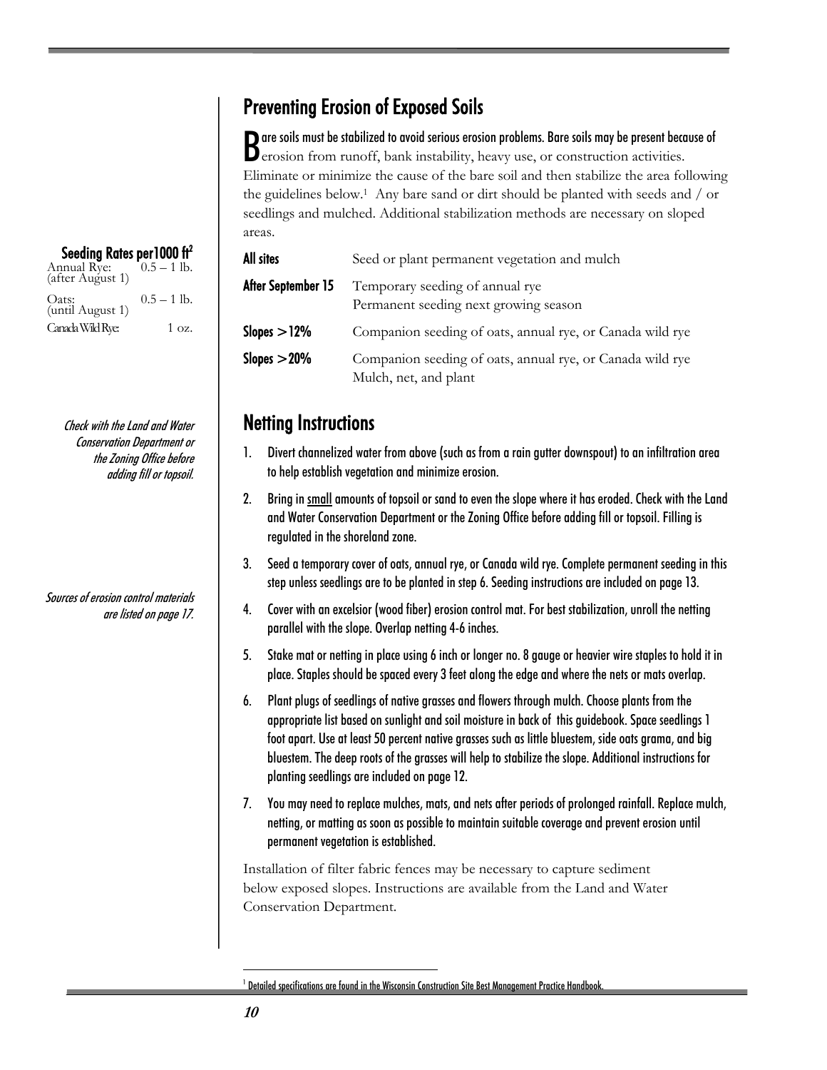## Preventing Erosion of Exposed Soils

Bare soils must be stabilized to avoid serious erosion problems. Bare soils may be present because of erosion from runoff, bank instability, heavy use, or construction activities. Eliminate or minimize the cause of the bare soil and then stabilize the area following the guidelines below.[1] Any bare sand or dirt should be planted with seeds and / or seedlings and mulched. Additional stabilization methods are necessary on sloped areas.

| | |
|---|---|
| **All sites** | Seed or plant permanent vegetation and mulch |
| **After September 15** | Temporary seeding of annual rye<br>Permanent seeding next growing season |
| **Slopes > 12%** | Companion seeding of oats, annual rye, or Canada wild rye |
| **Slopes > 20%** | Companion seeding of oats, annual rye, or Canada wild rye<br>Mulch, net, and plant |

**Seeding Rates per 1000 ft²**

| | |
|---|---|
| Annual Rye: (after August 1) | 0.5 – 1 lb. |
| Oats: (until August 1) | 0.5 – 1 lb. |
| Canada Wild Rye: | 1 oz. |

## Netting Instructions

*Check with the Land and Water Conservation Department or the Zoning Office before adding fill or topsoil.*

*Sources of erosion control materials are listed on page 17.*

1. Divert channelized water from above (such as from a rain gutter downspout) to an infiltration area to help establish vegetation and minimize erosion.
2. Bring in <u>small</u> amounts of topsoil or sand to even the slope where it has eroded. Check with the Land and Water Conservation Department or the Zoning Office before adding fill or topsoil. Filling is regulated in the shoreland zone.
3. Seed a temporary cover of oats, annual rye, or Canada wild rye. Complete permanent seeding in this step unless seedlings are to be planted in step 6. Seeding instructions are included on page 13.
4. Cover with an excelsior (wood fiber) erosion control mat. For best stabilization, unroll the netting parallel with the slope. Overlap netting 4-6 inches.
5. Stake mat or netting in place using 6 inch or longer no. 8 gauge or heavier wire staples to hold it in place. Staples should be spaced every 3 feet along the edge and where the nets or mats overlap.
6. Plant plugs of seedlings of native grasses and flowers through mulch. Choose plants from the appropriate list based on sunlight and soil moisture in back of this guidebook. Space seedlings 1 foot apart. Use at least 50 percent native grasses such as little bluestem, side oats grama, and big bluestem. The deep roots of the grasses will help to stabilize the slope. Additional instructions for planting seedlings are included on page 12.
7. You may need to replace mulches, mats, and nets after periods of prolonged rainfall. Replace mulch, netting, or matting as soon as possible to maintain suitable coverage and prevent erosion until permanent vegetation is established.

Installation of filter fabric fences may be necessary to capture sediment below exposed slopes. Instructions are available from the Land and Water Conservation Department.

[1] Detailed specifications are found in the Wisconsin Construction Site Best Management Practice Handbook.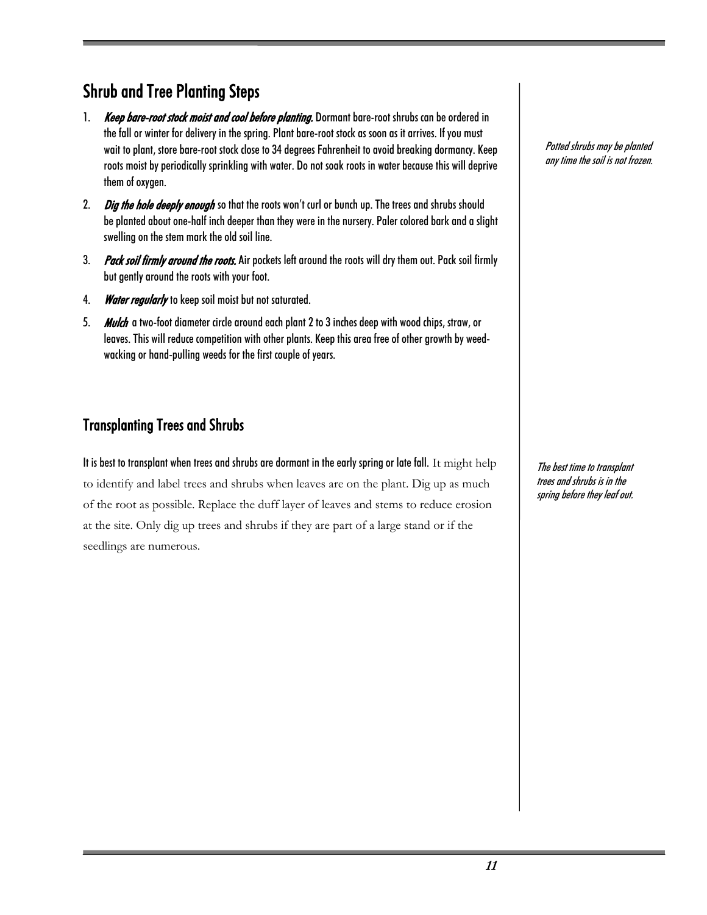## Shrub and Tree Planting Steps

1. ***Keep bare-root stock moist and cool before planting.*** Dormant bare-root shrubs can be ordered in the fall or winter for delivery in the spring. Plant bare-root stock as soon as it arrives. If you must wait to plant, store bare-root stock close to 34 degrees Fahrenheit to avoid breaking dormancy. Keep roots moist by periodically sprinkling with water. Do not soak roots in water because this will deprive them of oxygen.
2. ***Dig the hole deeply enough*** so that the roots won't curl or bunch up. The trees and shrubs should be planted about one-half inch deeper than they were in the nursery. Paler colored bark and a slight swelling on the stem mark the old soil line.
3. ***Pack soil firmly around the roots.*** Air pockets left around the roots will dry them out. Pack soil firmly but gently around the roots with your foot.
4. ***Water regularly*** to keep soil moist but not saturated.
5. ***Mulch*** a two-foot diameter circle around each plant 2 to 3 inches deep with wood chips, straw, or leaves. This will reduce competition with other plants. Keep this area free of other growth by weed-wacking or hand-pulling weeds for the first couple of years.

*Potted shrubs may be planted any time the soil is not frozen.*

## Transplanting Trees and Shrubs

It is best to transplant when trees and shrubs are dormant in the early spring or late fall. It might help to identify and label trees and shrubs when leaves are on the plant. Dig up as much of the root as possible. Replace the duff layer of leaves and stems to reduce erosion at the site. Only dig up trees and shrubs if they are part of a large stand or if the seedlings are numerous.

*The best time to transplant trees and shrubs is in the spring before they leaf out.*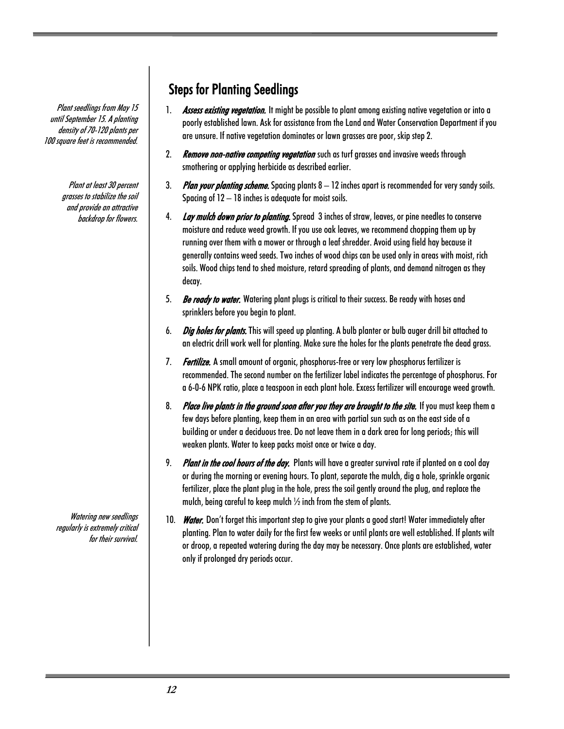*Plant seedlings from May 15 until September 15. A planting density of 70-120 plants per 100 square feet is recommended.*

*Plant at least 30 percent grasses to stabilize the soil and provide an attractive backdrop for flowers.*

*Watering new seedlings regularly is extremely critical for their survival.*

## Steps for Planting Seedlings

1. ***Assess existing vegetation.*** It might be possible to plant among existing native vegetation or into a poorly established lawn. Ask for assistance from the Land and Water Conservation Department if you are unsure. If native vegetation dominates or lawn grasses are poor, skip step 2.
2. ***Remove non-native competing vegetation*** such as turf grasses and invasive weeds through smothering or applying herbicide as described earlier.
3. ***Plan your planting scheme.*** Spacing plants 8 – 12 inches apart is recommended for very sandy soils. Spacing of 12 – 18 inches is adequate for moist soils.
4. ***Lay mulch down prior to planting.*** Spread 3 inches of straw, leaves, or pine needles to conserve moisture and reduce weed growth. If you use oak leaves, we recommend chopping them up by running over them with a mower or through a leaf shredder. Avoid using field hay because it generally contains weed seeds. Two inches of wood chips can be used only in areas with moist, rich soils. Wood chips tend to shed moisture, retard spreading of plants, and demand nitrogen as they decay.
5. ***Be ready to water.*** Watering plant plugs is critical to their success. Be ready with hoses and sprinklers before you begin to plant.
6. ***Dig holes for plants.*** This will speed up planting. A bulb planter or bulb auger drill bit attached to an electric drill work well for planting. Make sure the holes for the plants penetrate the dead grass.
7. ***Fertilize.*** A small amount of organic, phosphorus-free or very low phosphorus fertilizer is recommended. The second number on the fertilizer label indicates the percentage of phosphorus. For a 6-0-6 NPK ratio, place a teaspoon in each plant hole. Excess fertilizer will encourage weed growth.
8. ***Place live plants in the ground soon after you they are brought to the site.*** If you must keep them a few days before planting, keep them in an area with partial sun such as on the east side of a building or under a deciduous tree. Do not leave them in a dark area for long periods; this will weaken plants. Water to keep packs moist once or twice a day.
9. ***Plant in the cool hours of the day.*** Plants will have a greater survival rate if planted on a cool day or during the morning or evening hours. To plant, separate the mulch, dig a hole, sprinkle organic fertilizer, place the plant plug in the hole, press the soil gently around the plug, and replace the mulch, being careful to keep mulch ½ inch from the stem of plants.
10. ***Water.*** Don't forget this important step to give your plants a good start! Water immediately after planting. Plan to water daily for the first few weeks or until plants are well established. If plants wilt or droop, a repeated watering during the day may be necessary. Once plants are established, water only if prolonged dry periods occur.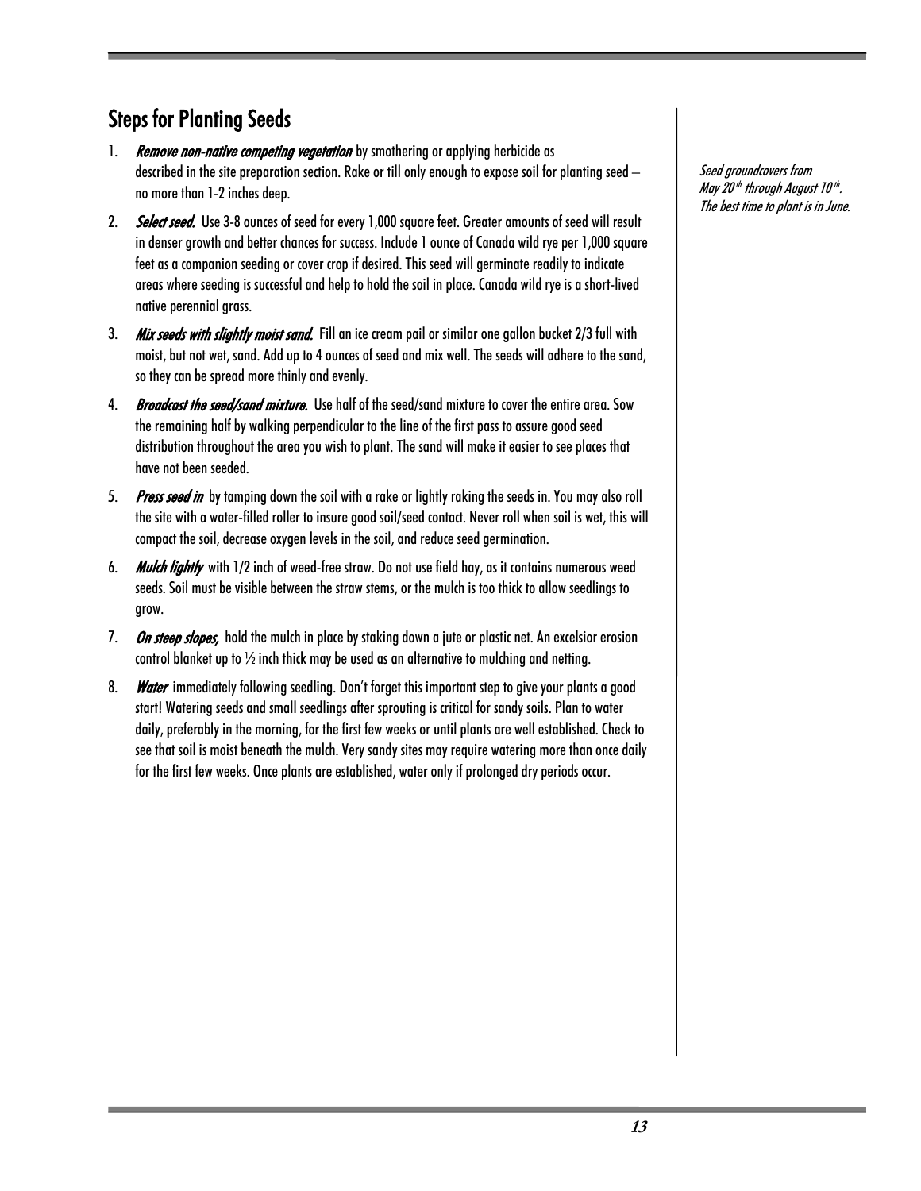## Steps for Planting Seeds

*Seed groundcovers from May 20th through August 10th. The best time to plant is in June.*

1. ***Remove non-native competing vegetation*** by smothering or applying herbicide as described in the site preparation section. Rake or till only enough to expose soil for planting seed – no more than 1-2 inches deep.

2. ***Select seed.*** Use 3-8 ounces of seed for every 1,000 square feet. Greater amounts of seed will result in denser growth and better chances for success. Include 1 ounce of Canada wild rye per 1,000 square feet as a companion seeding or cover crop if desired. This seed will germinate readily to indicate areas where seeding is successful and help to hold the soil in place. Canada wild rye is a short-lived native perennial grass.

3. ***Mix seeds with slightly moist sand.*** Fill an ice cream pail or similar one gallon bucket 2/3 full with moist, but not wet, sand. Add up to 4 ounces of seed and mix well. The seeds will adhere to the sand, so they can be spread more thinly and evenly.

4. ***Broadcast the seed/sand mixture.*** Use half of the seed/sand mixture to cover the entire area. Sow the remaining half by walking perpendicular to the line of the first pass to assure good seed distribution throughout the area you wish to plant. The sand will make it easier to see places that have not been seeded.

5. ***Press seed in*** by tamping down the soil with a rake or lightly raking the seeds in. You may also roll the site with a water-filled roller to insure good soil/seed contact. Never roll when soil is wet, this will compact the soil, decrease oxygen levels in the soil, and reduce seed germination.

6. ***Mulch lightly*** with 1/2 inch of weed-free straw. Do not use field hay, as it contains numerous weed seeds. Soil must be visible between the straw stems, or the mulch is too thick to allow seedlings to grow.

7. ***On steep slopes,*** hold the mulch in place by staking down a jute or plastic net. An excelsior erosion control blanket up to ½ inch thick may be used as an alternative to mulching and netting.

8. ***Water*** immediately following seedling. Don't forget this important step to give your plants a good start! Watering seeds and small seedlings after sprouting is critical for sandy soils. Plan to water daily, preferably in the morning, for the first few weeks or until plants are well established. Check to see that soil is moist beneath the mulch. Very sandy sites may require watering more than once daily for the first few weeks. Once plants are established, water only if prolonged dry periods occur.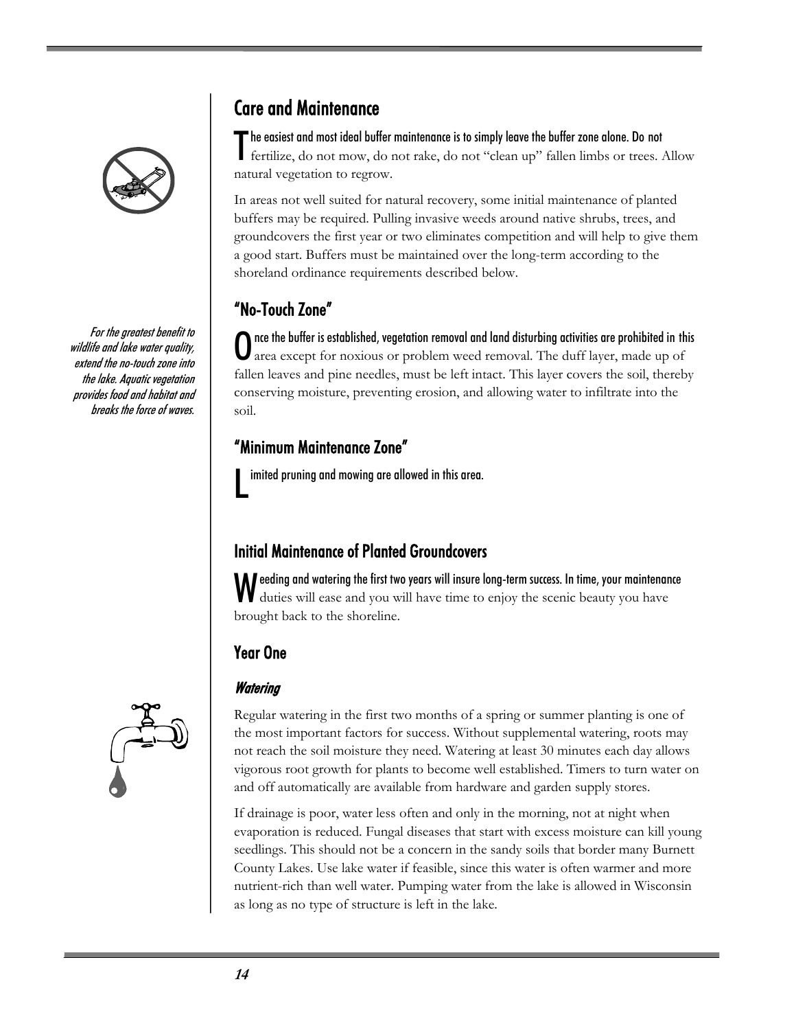## Care and Maintenance

The easiest and most ideal buffer maintenance is to simply leave the buffer zone alone. Do not fertilize, do not mow, do not rake, do not "clean up" fallen limbs or trees. Allow natural vegetation to regrow.

In areas not well suited for natural recovery, some initial maintenance of planted buffers may be required. Pulling invasive weeds around native shrubs, trees, and groundcovers the first year or two eliminates competition and will help to give them a good start. Buffers must be maintained over the long-term according to the shoreland ordinance requirements described below.

### "No-Touch Zone"

*For the greatest benefit to wildlife and lake water quality, extend the no-touch zone into the lake. Aquatic vegetation provides food and habitat and breaks the force of waves.*

Once the buffer is established, vegetation removal and land disturbing activities are prohibited in this area except for noxious or problem weed removal. The duff layer, made up of fallen leaves and pine needles, must be left intact. This layer covers the soil, thereby conserving moisture, preventing erosion, and allowing water to infiltrate into the soil.

### "Minimum Maintenance Zone"

Limited pruning and mowing are allowed in this area.

## Initial Maintenance of Planted Groundcovers

Weeding and watering the first two years will insure long-term success. In time, your maintenance duties will ease and you will have time to enjoy the scenic beauty you have brought back to the shoreline.

### Year One

#### *Watering*

Regular watering in the first two months of a spring or summer planting is one of the most important factors for success. Without supplemental watering, roots may not reach the soil moisture they need. Watering at least 30 minutes each day allows vigorous root growth for plants to become well established. Timers to turn water on and off automatically are available from hardware and garden supply stores.

If drainage is poor, water less often and only in the morning, not at night when evaporation is reduced. Fungal diseases that start with excess moisture can kill young seedlings. This should not be a concern in the sandy soils that border many Burnett County Lakes. Use lake water if feasible, since this water is often warmer and more nutrient-rich than well water. Pumping water from the lake is allowed in Wisconsin as long as no type of structure is left in the lake.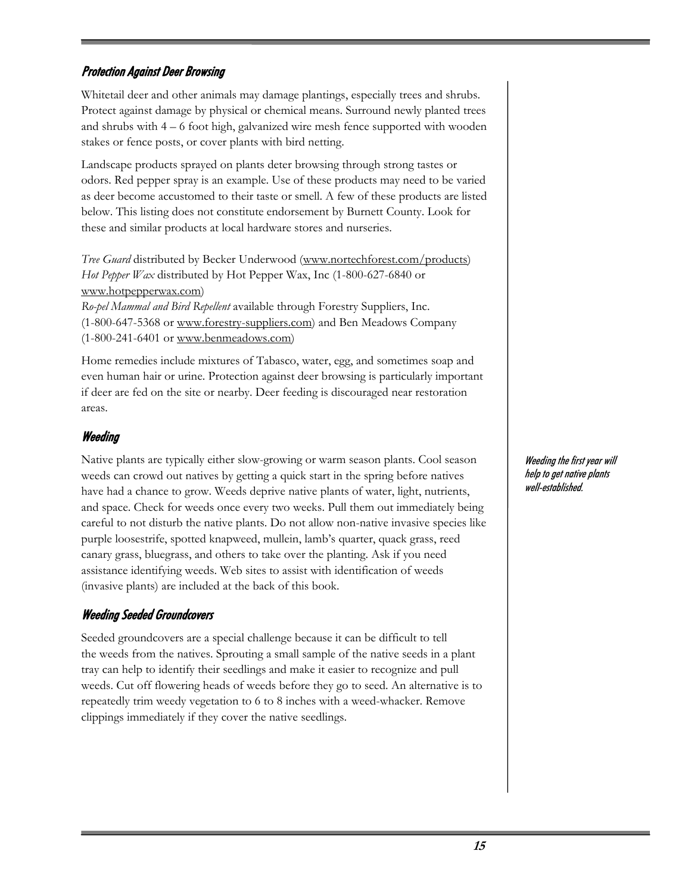### Protection Against Deer Browsing

Whitetail deer and other animals may damage plantings, especially trees and shrubs. Protect against damage by physical or chemical means. Surround newly planted trees and shrubs with 4 – 6 foot high, galvanized wire mesh fence supported with wooden stakes or fence posts, or cover plants with bird netting.

Landscape products sprayed on plants deter browsing through strong tastes or odors. Red pepper spray is an example. Use of these products may need to be varied as deer become accustomed to their taste or smell. A few of these products are listed below. This listing does not constitute endorsement by Burnett County. Look for these and similar products at local hardware stores and nurseries.

*Tree Guard* distributed by Becker Underwood (www.nortechforest.com/products)
*Hot Pepper Wax* distributed by Hot Pepper Wax, Inc (1-800-627-6840 or www.hotpepperwax.com)
*Ro-pel Mammal and Bird Repellent* available through Forestry Suppliers, Inc. (1-800-647-5368 or www.forestry-suppliers.com) and Ben Meadows Company (1-800-241-6401 or www.benmeadows.com)

Home remedies include mixtures of Tabasco, water, egg, and sometimes soap and even human hair or urine. Protection against deer browsing is particularly important if deer are fed on the site or nearby. Deer feeding is discouraged near restoration areas.

### Weeding

*Weeding the first year will help to get native plants well-established.*

Native plants are typically either slow-growing or warm season plants. Cool season weeds can crowd out natives by getting a quick start in the spring before natives have had a chance to grow. Weeds deprive native plants of water, light, nutrients, and space. Check for weeds once every two weeks. Pull them out immediately being careful to not disturb the native plants. Do not allow non-native invasive species like purple loosestrife, spotted knapweed, mullein, lamb's quarter, quack grass, reed canary grass, bluegrass, and others to take over the planting. Ask if you need assistance identifying weeds. Web sites to assist with identification of weeds (invasive plants) are included at the back of this book.

### Weeding Seeded Groundcovers

Seeded groundcovers are a special challenge because it can be difficult to tell the weeds from the natives. Sprouting a small sample of the native seeds in a plant tray can help to identify their seedlings and make it easier to recognize and pull weeds. Cut off flowering heads of weeds before they go to seed. An alternative is to repeatedly trim weedy vegetation to 6 to 8 inches with a weed-whacker. Remove clippings immediately if they cover the native seedlings.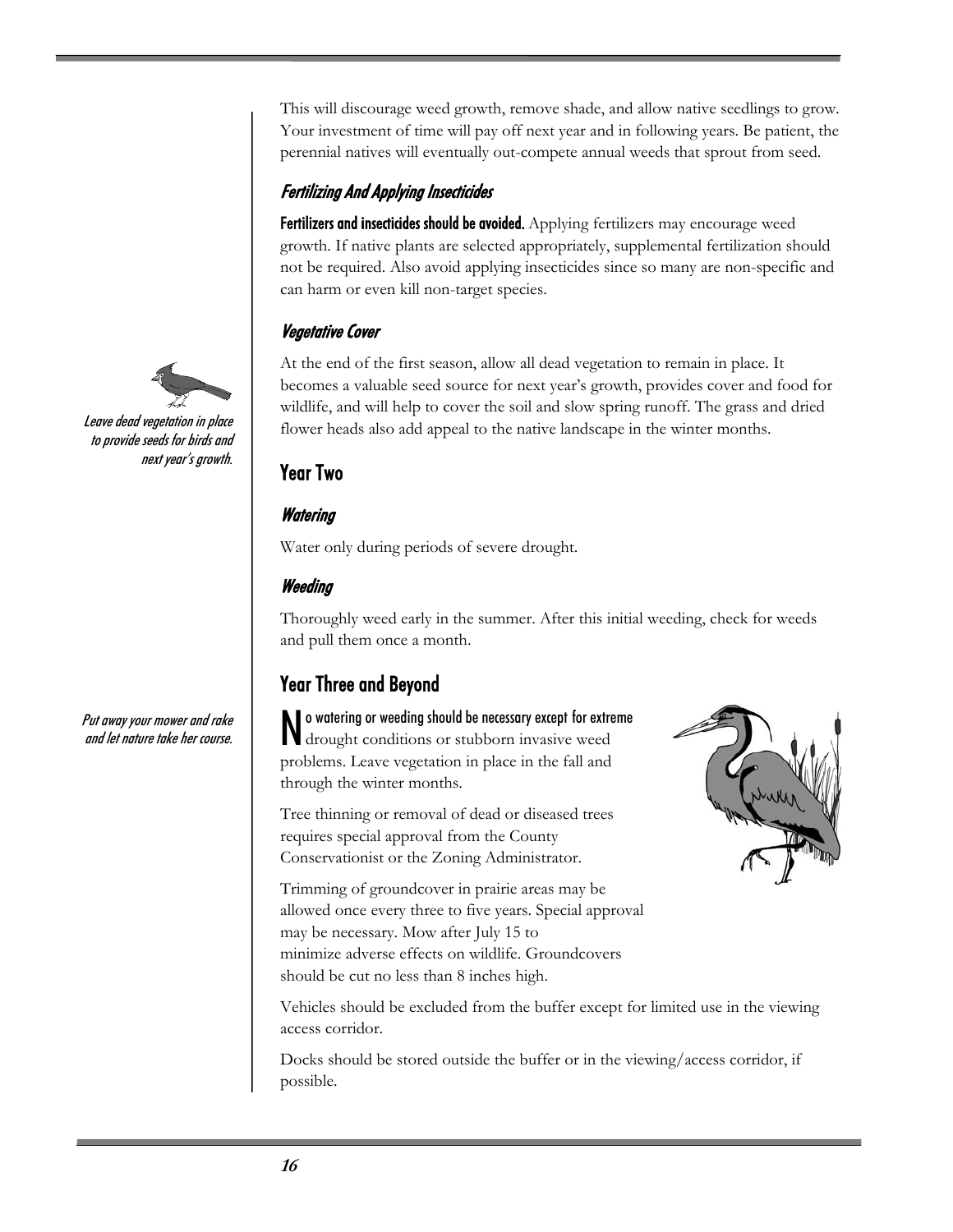This will discourage weed growth, remove shade, and allow native seedlings to grow. Your investment of time will pay off next year and in following years. Be patient, the perennial natives will eventually out-compete annual weeds that sprout from seed.

### *Fertilizing And Applying Insecticides*

**Fertilizers and insecticides should be avoided.** Applying fertilizers may encourage weed growth. If native plants are selected appropriately, supplemental fertilization should not be required. Also avoid applying insecticides since so many are non-specific and can harm or even kill non-target species.

### *Vegetative Cover*

*Leave dead vegetation in place to provide seeds for birds and next year's growth.*

At the end of the first season, allow all dead vegetation to remain in place. It becomes a valuable seed source for next year's growth, provides cover and food for wildlife, and will help to cover the soil and slow spring runoff. The grass and dried flower heads also add appeal to the native landscape in the winter months.

## Year Two

### *Watering*

Water only during periods of severe drought.

### *Weeding*

Thoroughly weed early in the summer. After this initial weeding, check for weeds and pull them once a month.

## Year Three and Beyond

*Put away your mower and rake and let nature take her course.*

No watering or weeding should be necessary except for extreme drought conditions or stubborn invasive weed problems. Leave vegetation in place in the fall and through the winter months.

Tree thinning or removal of dead or diseased trees requires special approval from the County Conservationist or the Zoning Administrator.

Trimming of groundcover in prairie areas may be allowed once every three to five years. Special approval may be necessary. Mow after July 15 to minimize adverse effects on wildlife. Groundcovers should be cut no less than 8 inches high.

Vehicles should be excluded from the buffer except for limited use in the viewing access corridor.

Docks should be stored outside the buffer or in the viewing/access corridor, if possible.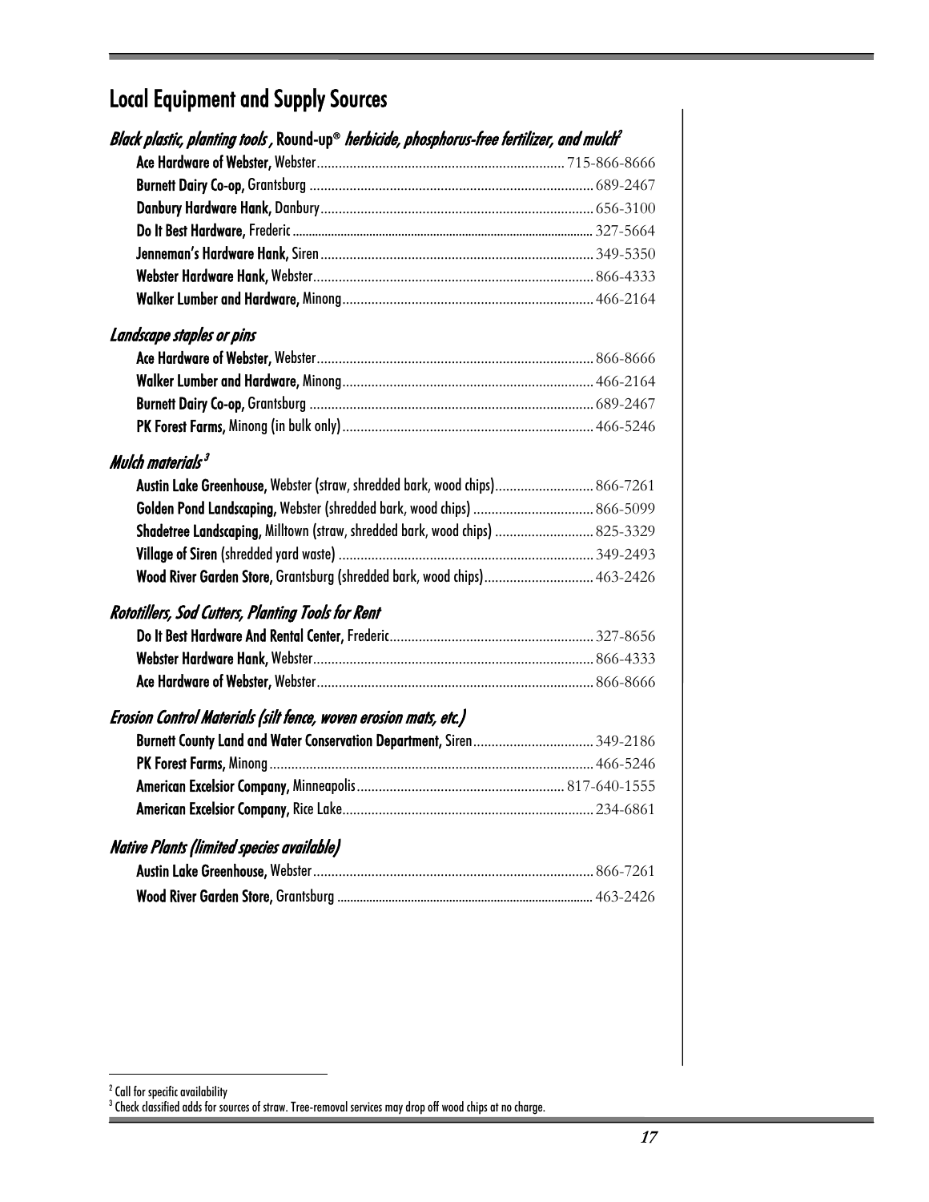## Local Equipment and Supply Sources

### *Black plastic, planting tools*, Round-up® *herbicide, phosphorus-free fertilizer, and mulch*[2]

- **Ace Hardware of Webster,** Webster .......... 715-866-8666
- **Burnett Dairy Co-op,** Grantsburg .......... 689-2467
- **Danbury Hardware Hank,** Danbury .......... 656-3100
- **Do It Best Hardware,** Frederic .......... 327-5664
- **Jenneman's Hardware Hank,** Siren .......... 349-5350
- **Webster Hardware Hank,** Webster .......... 866-4333
- **Walker Lumber and Hardware,** Minong .......... 466-2164

### *Landscape staples or pins*

- **Ace Hardware of Webster,** Webster .......... 866-8666
- **Walker Lumber and Hardware,** Minong .......... 466-2164
- **Burnett Dairy Co-op,** Grantsburg .......... 689-2467
- **PK Forest Farms,** Minong (in bulk only) .......... 466-5246

### *Mulch materials*[3]

- **Austin Lake Greenhouse,** Webster (straw, shredded bark, wood chips) .......... 866-7261
- **Golden Pond Landscaping,** Webster (shredded bark, wood chips) .......... 866-5099
- **Shadetree Landscaping,** Milltown (straw, shredded bark, wood chips) .......... 825-3329
- **Village of Siren** (shredded yard waste) .......... 349-2493
- **Wood River Garden Store,** Grantsburg (shredded bark, wood chips) .......... 463-2426

### *Rototillers, Sod Cutters, Planting Tools for Rent*

- **Do It Best Hardware And Rental Center,** Frederic .......... 327-8656
- **Webster Hardware Hank,** Webster .......... 866-4333
- **Ace Hardware of Webster,** Webster .......... 866-8666

### *Erosion Control Materials (silt fence, woven erosion mats, etc.)*

- **Burnett County Land and Water Conservation Department,** Siren .......... 349-2186
- **PK Forest Farms,** Minong .......... 466-5246
- **American Excelsior Company,** Minneapolis .......... 817-640-1555
- **American Excelsior Company,** Rice Lake .......... 234-6861

### *Native Plants (limited species available)*

- **Austin Lake Greenhouse,** Webster .......... 866-7261
- **Wood River Garden Store,** Grantsburg .......... 463-2426

---

[2] Call for specific availability

[3] Check classified adds for sources of straw. Tree-removal services may drop off wood chips at no charge.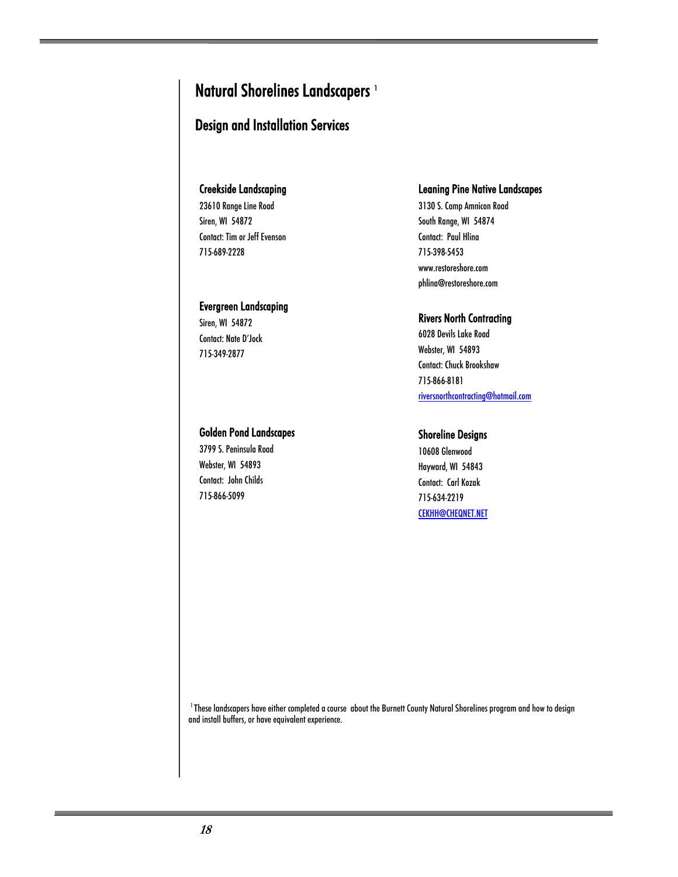# Natural Shorelines Landscapers [1]

## Design and Installation Services

### Creekside Landscaping

23610 Range Line Road
Siren, WI 54872
Contact: Tim or Jeff Evenson
715-689-2228

### Evergreen Landscaping

Siren, WI 54872
Contact: Nate D'Jock
715-349-2877

### Golden Pond Landscapes

3799 S. Peninsula Road
Webster, WI 54893
Contact: John Childs
715-866-5099

### Leaning Pine Native Landscapes

3130 S. Camp Amnicon Road
South Range, WI 54874
Contact: Paul Hlina
715-398-5453
www.restoreshore.com
phlina@restoreshore.com

### Rivers North Contracting

6028 Devils Lake Road
Webster, WI 54893
Contact: Chuck Brookshaw
715-866-8181
riversnorthcontracting@hotmail.com

### Shoreline Designs

10608 Glenwood
Hayward, WI 54843
Contact: Carl Kozak
715-634-2219
CEKHH@CHEQNET.NET

[1] These landscapers have either completed a course about the Burnett County Natural Shorelines program and how to design and install buffers, or have equivalent experience.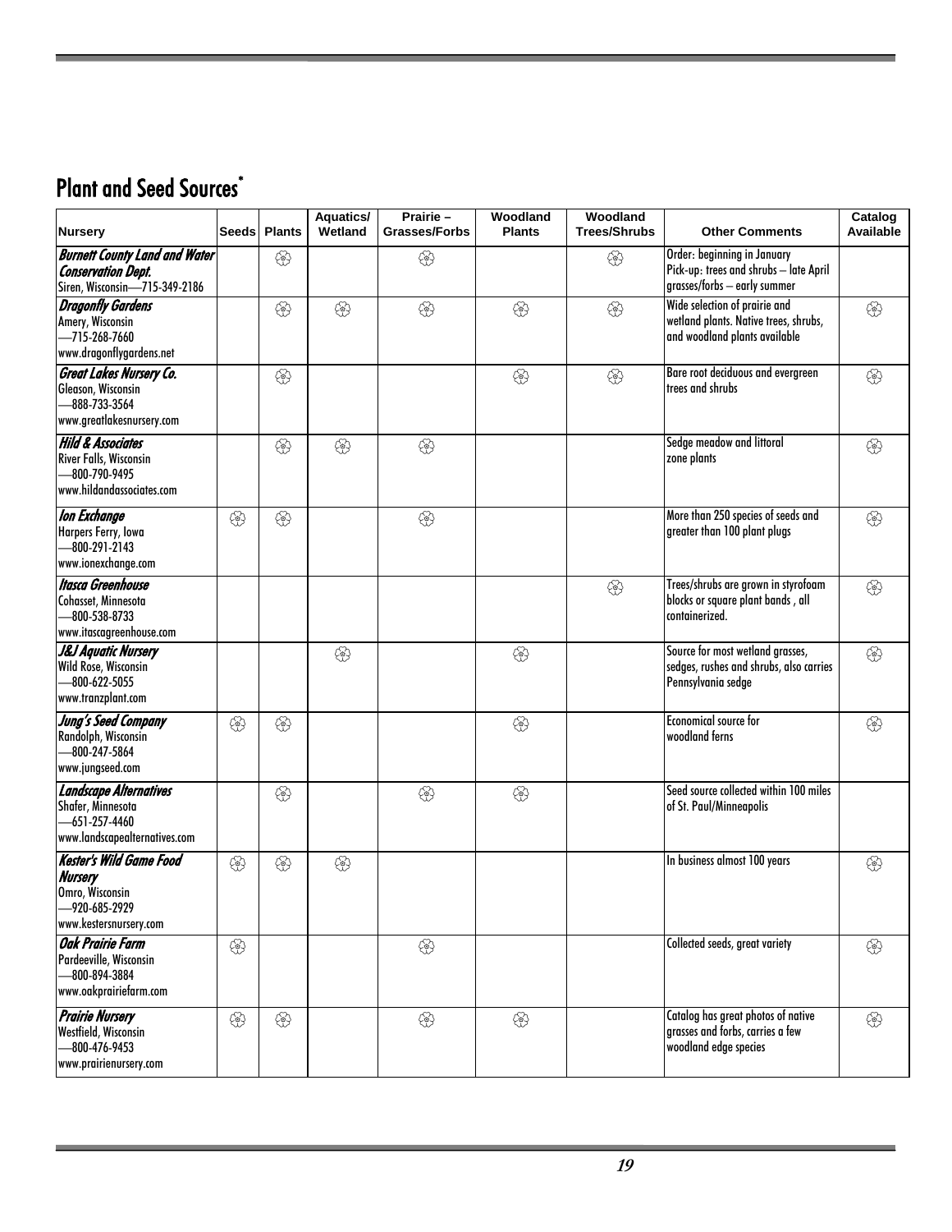## Plant and Seed Sources*

| Nursery | Seeds | Plants | Aquatics/ Wetland | Prairie – Grasses/Forbs | Woodland Plants | Woodland Trees/Shrubs | Other Comments | Catalog Available |
|---|---|---|---|---|---|---|---|---|
| ***Burnett County Land and Water Conservation Dept.*** Siren, Wisconsin—715-349-2186 | | ✿ | | ✿ | | ✿ | Order: beginning in January Pick-up: trees and shrubs – late April grasses/forbs – early summer | |
| ***Dragonfly Gardens*** Amery, Wisconsin —715-268-7660 www.dragonflygardens.net | | ✿ | ✿ | ✿ | ✿ | ✿ | Wide selection of prairie and wetland plants. Native trees, shrubs, and woodland plants available | ✿ |
| ***Great Lakes Nursery Co.*** Gleason, Wisconsin —888-733-3564 www.greatlakesnursery.com | | ✿ | | | ✿ | ✿ | Bare root deciduous and evergreen trees and shrubs | ✿ |
| ***Hild & Associates*** River Falls, Wisconsin —800-790-9495 www.hildandassociates.com | | ✿ | ✿ | ✿ | | | Sedge meadow and littoral zone plants | ✿ |
| ***Ion Exchange*** Harpers Ferry, Iowa —800-291-2143 www.ionexchange.com | ✿ | ✿ | | ✿ | | | More than 250 species of seeds and greater than 100 plant plugs | ✿ |
| ***Itasca Greenhouse*** Cohasset, Minnesota —800-538-8733 www.itascagreenhouse.com | | | | | | ✿ | Trees/shrubs are grown in styrofoam blocks or square plant bands , all containerized. | ✿ |
| ***J&J Aquatic Nursery*** Wild Rose, Wisconsin —800-622-5055 www.tranzplant.com | | | ✿ | | ✿ | | Source for most wetland grasses, sedges, rushes and shrubs, also carries Pennsylvania sedge | ✿ |
| ***Jung's Seed Company*** Randolph, Wisconsin —800-247-5864 www.jungseed.com | ✿ | ✿ | | | ✿ | | Economical source for woodland ferns | ✿ |
| ***Landscape Alternatives*** Shafer, Minnesota —651-257-4460 www.landscapealternatives.com | | ✿ | | ✿ | ✿ | | Seed source collected within 100 miles of St. Paul/Minneapolis | |
| ***Kester's Wild Game Food Nursery*** Omro, Wisconsin —920-685-2929 www.kestersnursery.com | ✿ | ✿ | ✿ | | | | In business almost 100 years | ✿ |
| ***Oak Prairie Farm*** Pardeeville, Wisconsin —800-894-3884 www.oakprairiefarm.com | ✿ | | | ✿ | | | Collected seeds, great variety | ✿ |
| ***Prairie Nursery*** Westfield, Wisconsin —800-476-9453 www.prairienursery.com | ✿ | ✿ | | ✿ | ✿ | | Catalog has great photos of native grasses and forbs, carries a few woodland edge species | ✿ |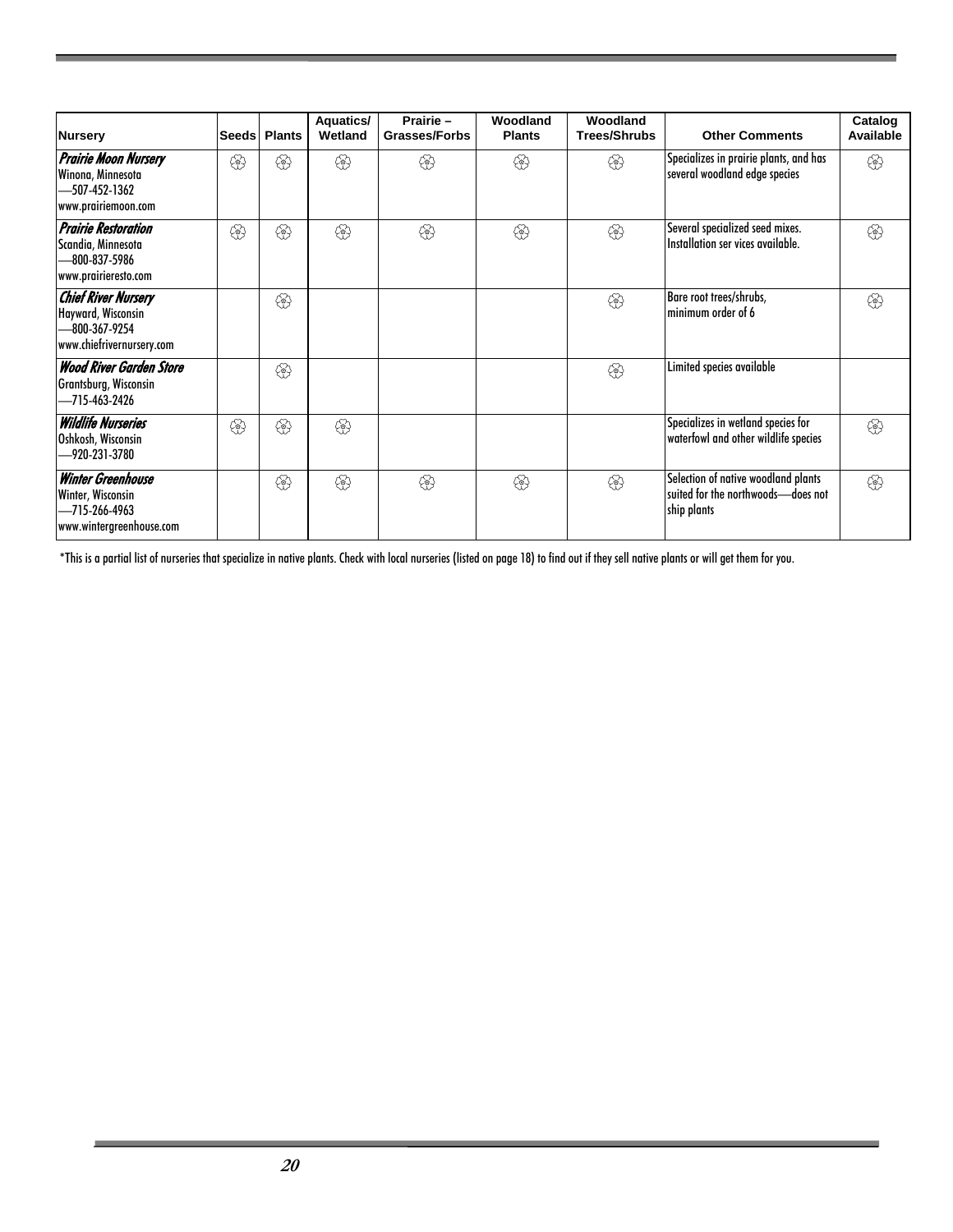| Nursery | Seeds | Plants | Aquatics/ Wetland | Prairie – Grasses/Forbs | Woodland Plants | Woodland Trees/Shrubs | Other Comments | Catalog Available |
|---|---|---|---|---|---|---|---|---|
| ***Prairie Moon Nursery*** Winona, Minnesota —507-452-1362 www.prairiemoon.com | ❁ | ❁ | ❁ | ❁ | ❁ | ❁ | Specializes in prairie plants, and has several woodland edge species | ❁ |
| ***Prairie Restoration*** Scandia, Minnesota —800-837-5986 www.prairieresto.com | ❁ | ❁ | ❁ | ❁ | ❁ | ❁ | Several specialized seed mixes. Installation ser vices available. | ❁ |
| ***Chief River Nursery*** Hayward, Wisconsin —800-367-9254 www.chiefrivernursery.com | | ❁ | | | | ❁ | Bare root trees/shrubs, minimum order of 6 | ❁ |
| ***Wood River Garden Store*** Grantsburg, Wisconsin —715-463-2426 | | ❁ | | | | ❁ | Limited species available | |
| ***Wildlife Nurseries*** Oshkosh, Wisconsin —920-231-3780 | ❁ | ❁ | ❁ | | | | Specializes in wetland species for waterfowl and other wildlife species | ❁ |
| ***Winter Greenhouse*** Winter, Wisconsin —715-266-4963 www.wintergreenhouse.com | | ❁ | ❁ | ❁ | ❁ | ❁ | Selection of native woodland plants suited for the northwoods—does not ship plants | ❁ |

*This is a partial list of nurseries that specialize in native plants. Check with local nurseries (listed on page 18) to find out if they sell native plants or will get them for you.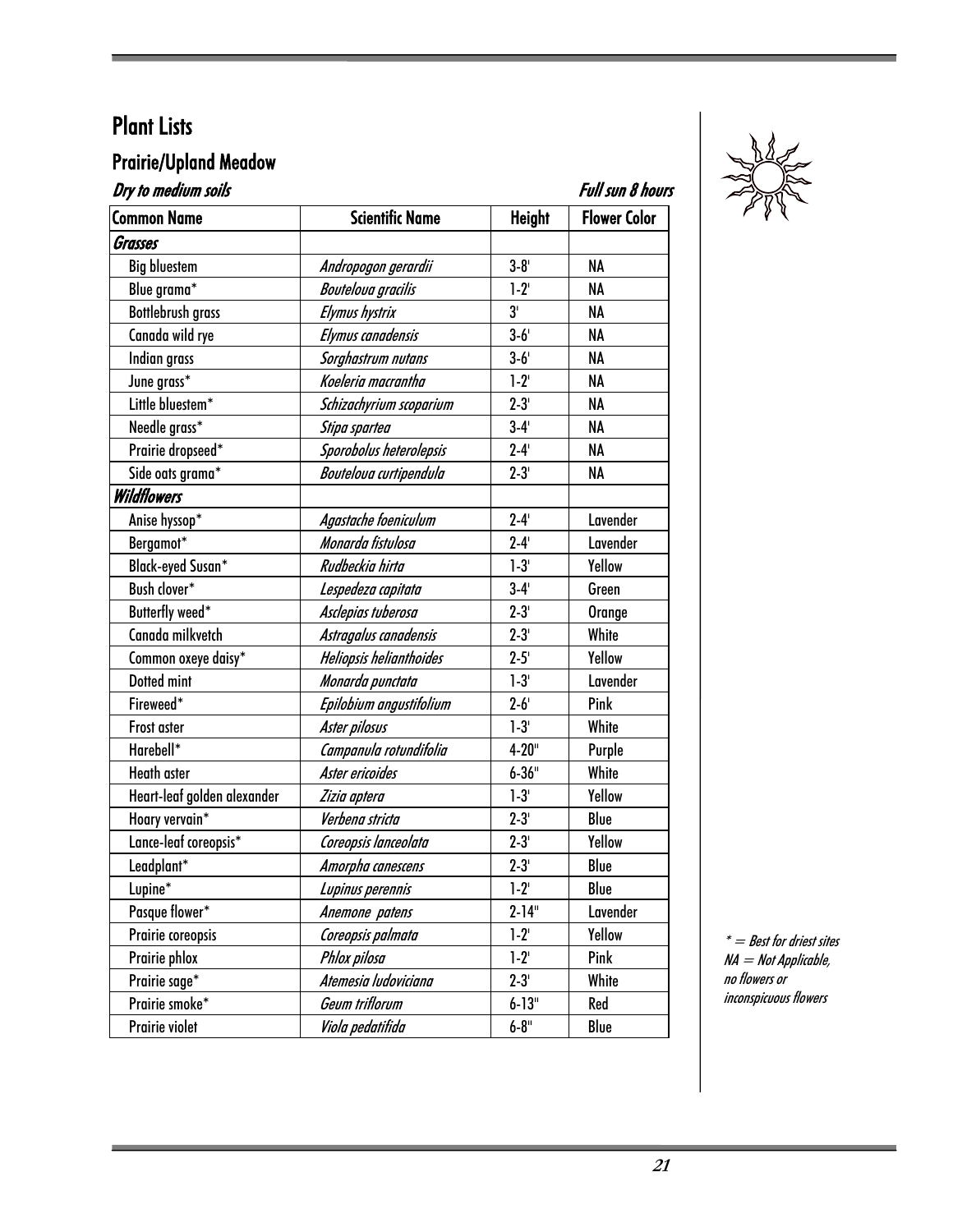# Plant Lists

## Prairie/Upland Meadow

*Dry to medium soils* *Full sun 8 hours*

| Common Name | Scientific Name | Height | Flower Color |
|---|---|---|---|
| ***Grasses*** | | | |
| Big bluestem | *Andropogon gerardii* | 3-8' | NA |
| Blue grama* | *Bouteloua gracilis* | 1-2' | NA |
| Bottlebrush grass | *Elymus hystrix* | 3' | NA |
| Canada wild rye | *Elymus canadensis* | 3-6' | NA |
| Indian grass | *Sorghastrum nutans* | 3-6' | NA |
| June grass* | *Koeleria macrantha* | 1-2' | NA |
| Little bluestem* | *Schizachyrium scoparium* | 2-3' | NA |
| Needle grass* | *Stipa spartea* | 3-4' | NA |
| Prairie dropseed* | *Sporobolus heterolepsis* | 2-4' | NA |
| Side oats grama* | *Bouteloua curtipendula* | 2-3' | NA |
| ***Wildflowers*** | | | |
| Anise hyssop* | *Agastache foeniculum* | 2-4' | Lavender |
| Bergamot* | *Monarda fistulosa* | 2-4' | Lavender |
| Black-eyed Susan* | *Rudbeckia hirta* | 1-3' | Yellow |
| Bush clover* | *Lespedeza capitata* | 3-4' | Green |
| Butterfly weed* | *Asclepias tuberosa* | 2-3' | Orange |
| Canada milkvetch | *Astragalus canadensis* | 2-3' | White |
| Common oxeye daisy* | *Heliopsis helianthoides* | 2-5' | Yellow |
| Dotted mint | *Monarda punctata* | 1-3' | Lavender |
| Fireweed* | *Epilobium angustifolium* | 2-6' | Pink |
| Frost aster | *Aster pilosus* | 1-3' | White |
| Harebell* | *Campanula rotundifolia* | 4-20" | Purple |
| Heath aster | *Aster ericoides* | 6-36" | White |
| Heart-leaf golden alexander | *Zizia aptera* | 1-3' | Yellow |
| Hoary vervain* | *Verbena stricta* | 2-3' | Blue |
| Lance-leaf coreopsis* | *Coreopsis lanceolata* | 2-3' | Yellow |
| Leadplant* | *Amorpha canescens* | 2-3' | Blue |
| Lupine* | *Lupinus perennis* | 1-2' | Blue |
| Pasque flower* | *Anemone patens* | 2-14" | Lavender |
| Prairie coreopsis | *Coreopsis palmata* | 1-2' | Yellow |
| Prairie phlox | *Phlox pilosa* | 1-2' | Pink |
| Prairie sage* | *Atemesia ludoviciana* | 2-3' | White |
| Prairie smoke* | *Geum triflorum* | 6-13" | Red |
| Prairie violet | *Viola pedatifida* | 6-8" | Blue |

*\* = Best for driest sites*
*NA = Not Applicable, no flowers or inconspicuous flowers*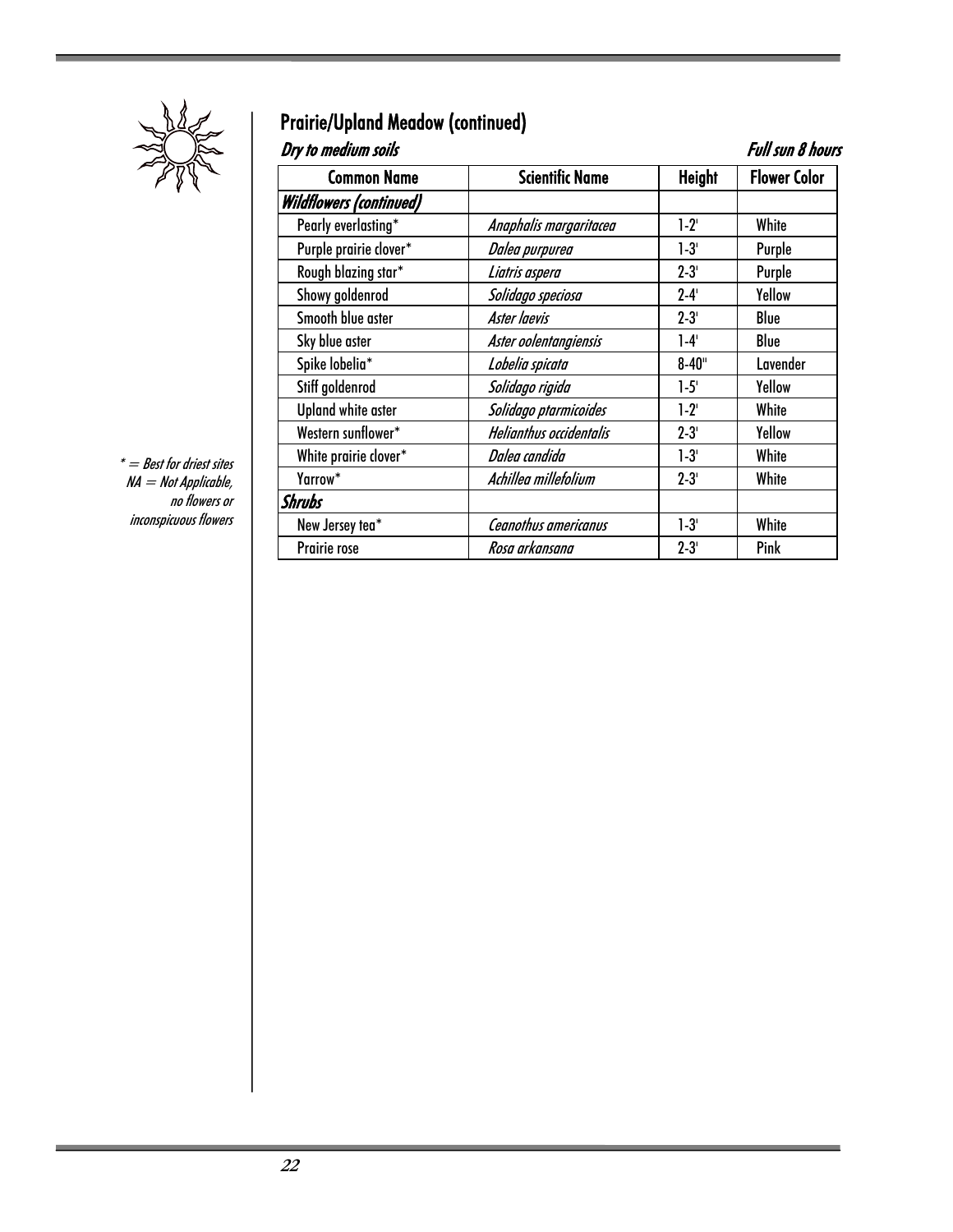## Prairie/Upland Meadow (continued)

*Dry to medium soils* *Full sun 8 hours*

| Common Name | Scientific Name | Height | Flower Color |
|---|---|---|---|
| ***Wildflowers (continued)*** | | | |
| Pearly everlasting* | *Anaphalis margaritacea* | 1-2' | White |
| Purple prairie clover* | *Dalea purpurea* | 1-3' | Purple |
| Rough blazing star* | *Liatris aspera* | 2-3' | Purple |
| Showy goldenrod | *Solidago speciosa* | 2-4' | Yellow |
| Smooth blue aster | *Aster laevis* | 2-3' | Blue |
| Sky blue aster | *Aster oolentangiensis* | 1-4' | Blue |
| Spike lobelia* | *Lobelia spicata* | 8-40" | Lavender |
| Stiff goldenrod | *Solidago rigida* | 1-5' | Yellow |
| Upland white aster | *Solidago ptarmicoides* | 1-2' | White |
| Western sunflower* | *Helianthus occidentalis* | 2-3' | Yellow |
| White prairie clover* | *Dalea candida* | 1-3' | White |
| Yarrow* | *Achillea millefolium* | 2-3' | White |
| ***Shrubs*** | | | |
| New Jersey tea* | *Ceanothus americanus* | 1-3' | White |
| Prairie rose | *Rosa arkansana* | 2-3' | Pink |

*\* = Best for driest sites*
*NA = Not Applicable, no flowers or inconspicuous flowers*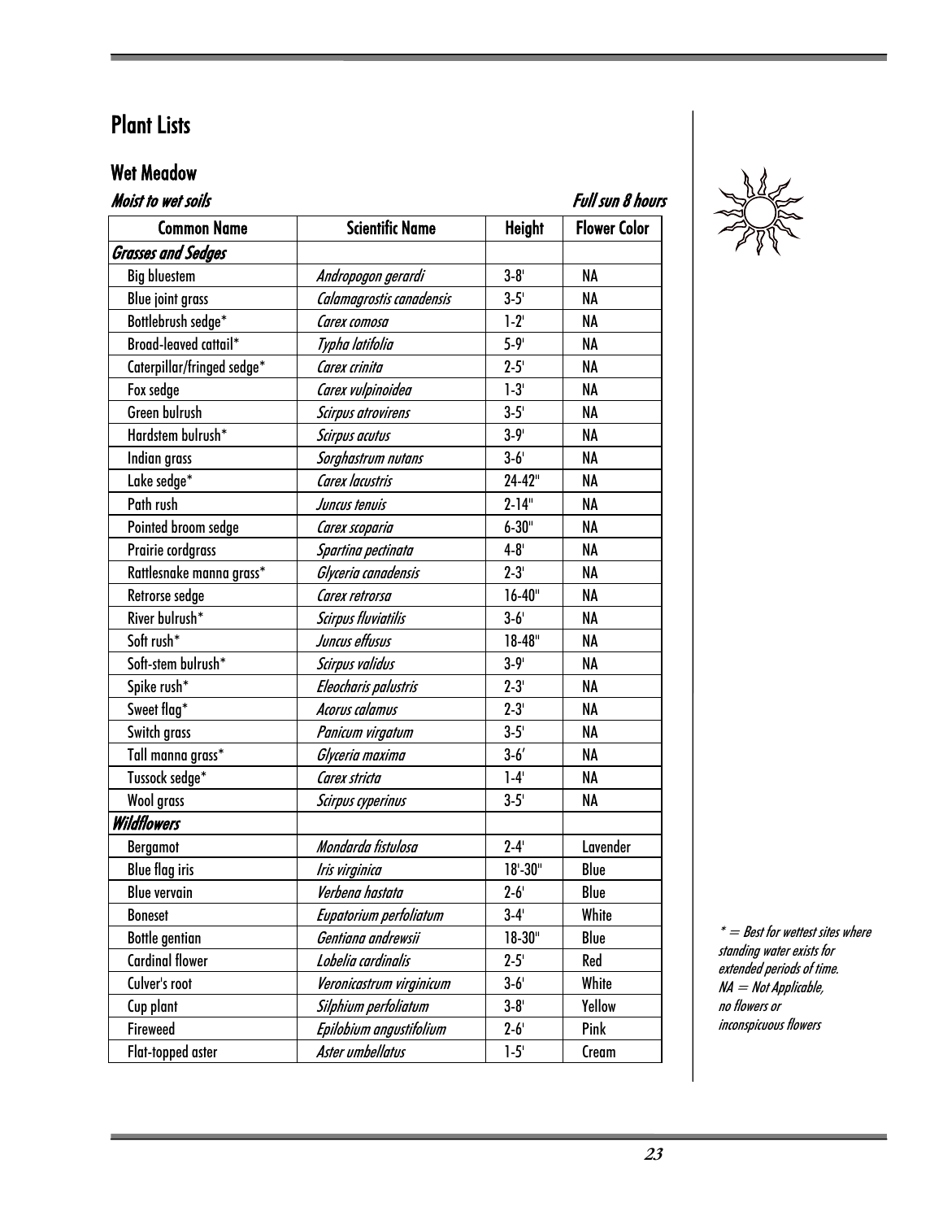# Plant Lists

## Wet Meadow

*Moist to wet soils* *Full sun 8 hours*

| Common Name | Scientific Name | Height | Flower Color |
|---|---|---|---|
| ***Grasses and Sedges*** | | | |
| Big bluestem | *Andropogon gerardi* | 3-8' | NA |
| Blue joint grass | *Calamagrostis canadensis* | 3-5' | NA |
| Bottlebrush sedge* | *Carex comosa* | 1-2' | NA |
| Broad-leaved cattail* | *Typha latifolia* | 5-9' | NA |
| Caterpillar/fringed sedge* | *Carex crinita* | 2-5' | NA |
| Fox sedge | *Carex vulpinoidea* | 1-3' | NA |
| Green bulrush | *Scirpus atrovirens* | 3-5' | NA |
| Hardstem bulrush* | *Scirpus acutus* | 3-9' | NA |
| Indian grass | *Sorghastrum nutans* | 3-6' | NA |
| Lake sedge* | *Carex lacustris* | 24-42" | NA |
| Path rush | *Juncus tenuis* | 2-14" | NA |
| Pointed broom sedge | *Carex scoparia* | 6-30" | NA |
| Prairie cordgrass | *Spartina pectinata* | 4-8' | NA |
| Rattlesnake manna grass* | *Glyceria canadensis* | 2-3' | NA |
| Retrorse sedge | *Carex retrorsa* | 16-40" | NA |
| River bulrush* | *Scirpus fluviatilis* | 3-6' | NA |
| Soft rush* | *Juncus effusus* | 18-48" | NA |
| Soft-stem bulrush* | *Scirpus validus* | 3-9' | NA |
| Spike rush* | *Eleocharis palustris* | 2-3' | NA |
| Sweet flag* | *Acorus calamus* | 2-3' | NA |
| Switch grass | *Panicum virgatum* | 3-5' | NA |
| Tall manna grass* | *Glyceria maxima* | 3-6' | NA |
| Tussock sedge* | *Carex stricta* | 1-4' | NA |
| Wool grass | *Scirpus cyperinus* | 3-5' | NA |
| ***Wildflowers*** | | | |
| Bergamot | *Mondarda fistulosa* | 2-4' | Lavender |
| Blue flag iris | *Iris virginica* | 18'-30" | Blue |
| Blue vervain | *Verbena hastata* | 2-6' | Blue |
| Boneset | *Eupatorium perfoliatum* | 3-4' | White |
| Bottle gentian | *Gentiana andrewsii* | 18-30" | Blue |
| Cardinal flower | *Lobelia cardinalis* | 2-5' | Red |
| Culver's root | *Veronicastrum virginicum* | 3-6' | White |
| Cup plant | *Silphium perfoliatum* | 3-8' | Yellow |
| Fireweed | *Epilobium angustifolium* | 2-6' | Pink |
| Flat-topped aster | *Aster umbellatus* | 1-5' | Cream |

*\* = Best for wettest sites where standing water exists for extended periods of time.*
*NA = Not Applicable, no flowers or inconspicuous flowers*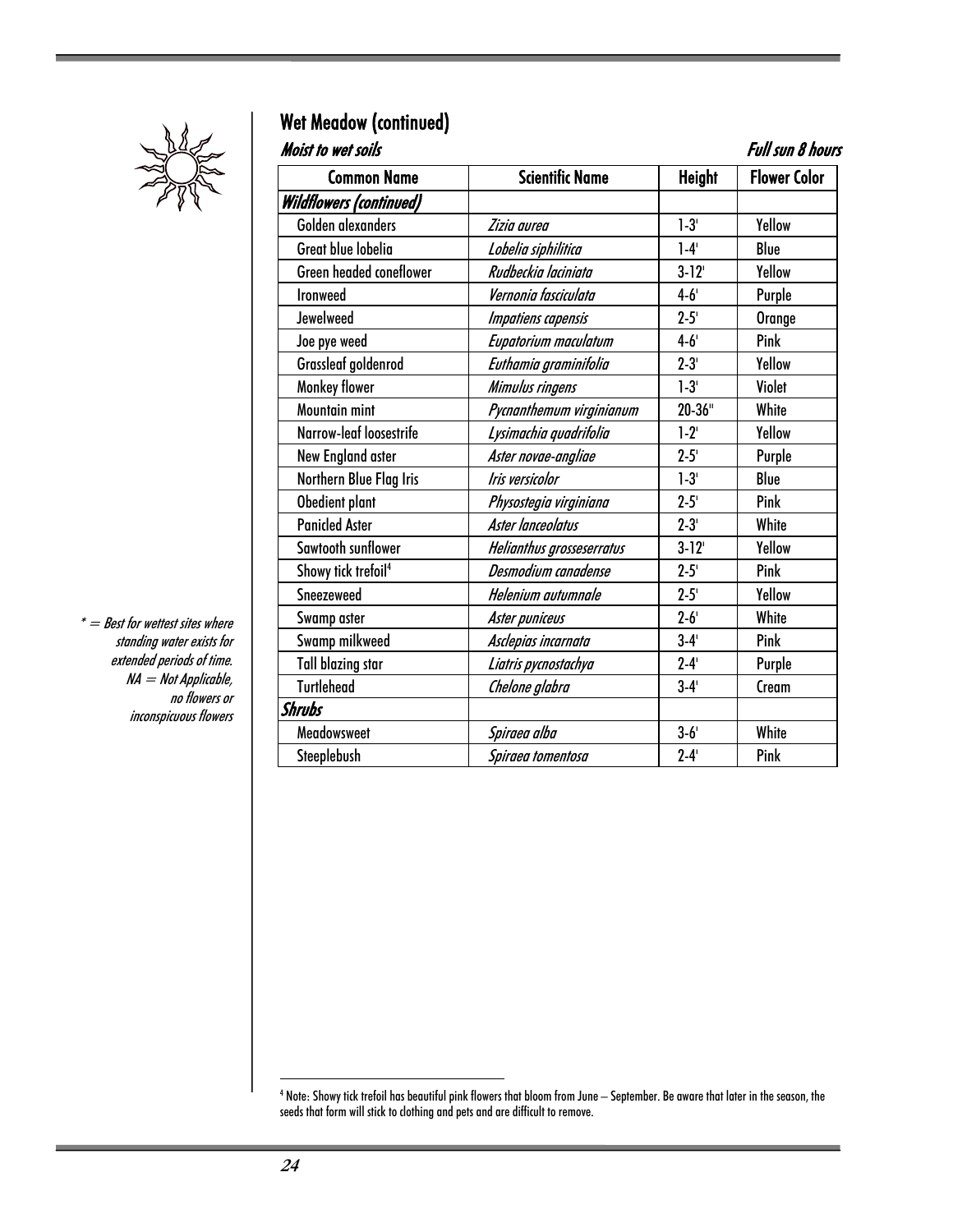## Wet Meadow (continued)

*Moist to wet soils* — *Full sun 8 hours*

| Common Name | Scientific Name | Height | Flower Color |
|---|---|---|---|
| ***Wildflowers (continued)*** | | | |
| Golden alexanders | *Zizia aurea* | 1-3' | Yellow |
| Great blue lobelia | *Lobelia siphilitica* | 1-4' | Blue |
| Green headed coneflower | *Rudbeckia laciniata* | 3-12' | Yellow |
| Ironweed | *Vernonia fasciculata* | 4-6' | Purple |
| Jewelweed | *Impatiens capensis* | 2-5' | Orange |
| Joe pye weed | *Eupatorium maculatum* | 4-6' | Pink |
| Grassleaf goldenrod | *Euthamia graminifolia* | 2-3' | Yellow |
| Monkey flower | *Mimulus ringens* | 1-3' | Violet |
| Mountain mint | *Pycnanthemum virginianum* | 20-36" | White |
| Narrow-leaf loosestrife | *Lysimachia quadrifolia* | 1-2' | Yellow |
| New England aster | *Aster novae-angliae* | 2-5' | Purple |
| Northern Blue Flag Iris | *Iris versicolor* | 1-3' | Blue |
| Obedient plant | *Physostegia virginiana* | 2-5' | Pink |
| Panicled Aster | *Aster lanceolatus* | 2-3' | White |
| Sawtooth sunflower | *Helianthus grosseserratus* | 3-12' | Yellow |
| Showy tick trefoil[4] | *Desmodium canadense* | 2-5' | Pink |
| Sneezeweed | *Helenium autumnale* | 2-5' | Yellow |
| Swamp aster | *Aster puniceus* | 2-6' | White |
| Swamp milkweed | *Asclepias incarnata* | 3-4' | Pink |
| Tall blazing star | *Liatris pycnostachya* | 2-4' | Purple |
| Turtlehead | *Chelone glabra* | 3-4' | Cream |
| ***Shrubs*** | | | |
| Meadowsweet | *Spiraea alba* | 3-6' | White |
| Steeplebush | *Spiraea tomentosa* | 2-4' | Pink |

*\* = Best for wettest sites where standing water exists for extended periods of time.*
*NA = Not Applicable, no flowers or inconspicuous flowers*

[4] Note: Showy tick trefoil has beautiful pink flowers that bloom from June – September. Be aware that later in the season, the seeds that form will stick to clothing and pets and are difficult to remove.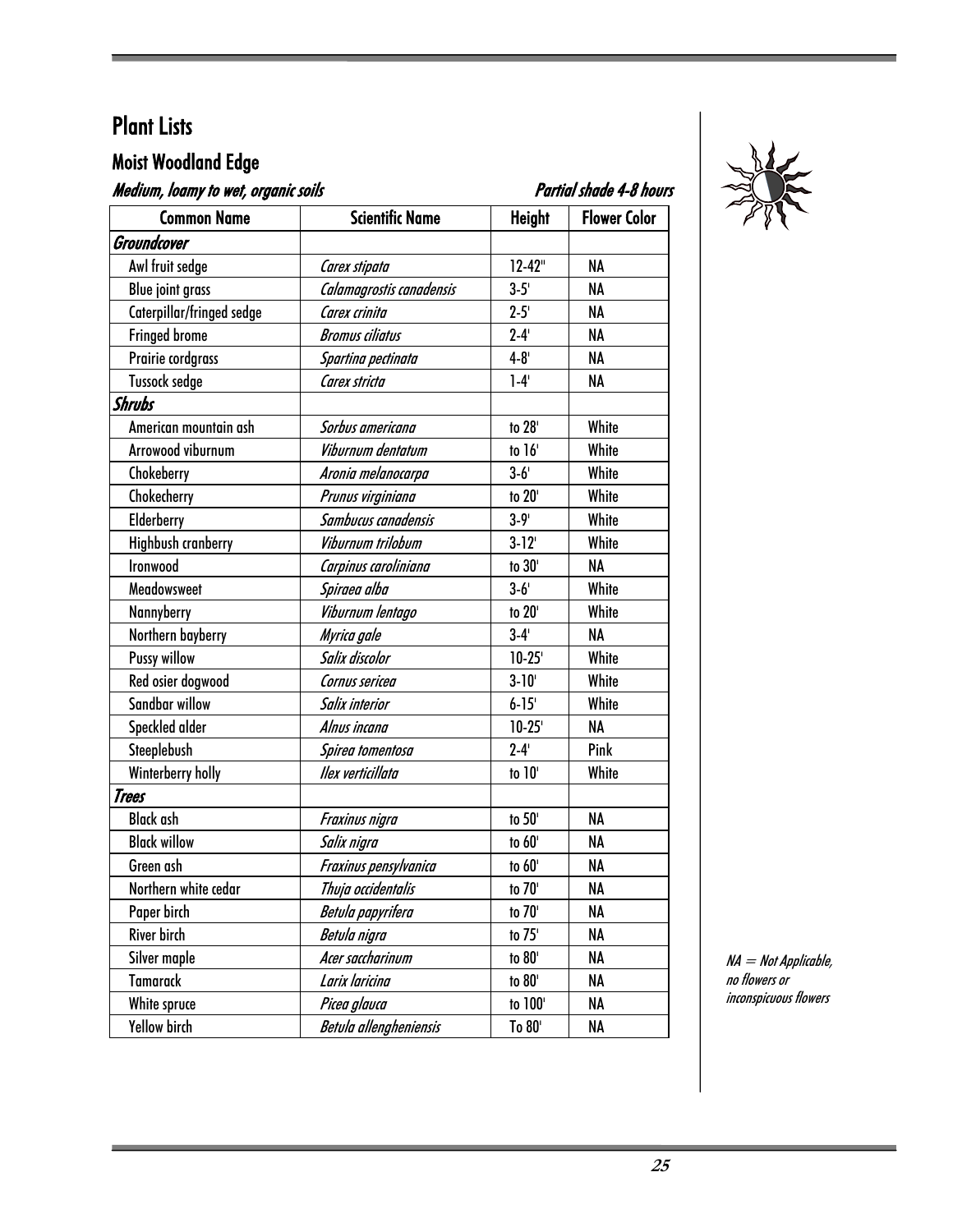# Plant Lists

## Moist Woodland Edge

***Medium, loamy to wet, organic soils*** ***Partial shade 4-8 hours***

| Common Name | Scientific Name | Height | Flower Color |
|---|---|---|---|
| ***Groundcover*** | | | |
| Awl fruit sedge | *Carex stipata* | 12-42" | NA |
| Blue joint grass | *Calamagrostis canadensis* | 3-5' | NA |
| Caterpillar/fringed sedge | *Carex crinita* | 2-5' | NA |
| Fringed brome | *Bromus ciliatus* | 2-4' | NA |
| Prairie cordgrass | *Spartina pectinata* | 4-8' | NA |
| Tussock sedge | *Carex stricta* | 1-4' | NA |
| ***Shrubs*** | | | |
| American mountain ash | *Sorbus americana* | to 28' | White |
| Arrowood viburnum | *Viburnum dentatum* | to 16' | White |
| Chokeberry | *Aronia melanocarpa* | 3-6' | White |
| Chokecherry | *Prunus virginiana* | to 20' | White |
| Elderberry | *Sambucus canadensis* | 3-9' | White |
| Highbush cranberry | *Viburnum trilobum* | 3-12' | White |
| Ironwood | *Carpinus caroliniana* | to 30' | NA |
| Meadowsweet | *Spiraea alba* | 3-6' | White |
| Nannyberry | *Viburnum lentago* | to 20' | White |
| Northern bayberry | *Myrica gale* | 3-4' | NA |
| Pussy willow | *Salix discolor* | 10-25' | White |
| Red osier dogwood | *Cornus sericea* | 3-10' | White |
| Sandbar willow | *Salix interior* | 6-15' | White |
| Speckled alder | *Alnus incana* | 10-25' | NA |
| Steeplebush | *Spirea tomentosa* | 2-4' | Pink |
| Winterberry holly | *Ilex verticillata* | to 10' | White |
| ***Trees*** | | | |
| Black ash | *Fraxinus nigra* | to 50' | NA |
| Black willow | *Salix nigra* | to 60' | NA |
| Green ash | *Fraxinus pensylvanica* | to 60' | NA |
| Northern white cedar | *Thuja occidentalis* | to 70' | NA |
| Paper birch | *Betula papyrifera* | to 70' | NA |
| River birch | *Betula nigra* | to 75' | NA |
| Silver maple | *Acer saccharinum* | to 80' | NA |
| Tamarack | *Larix laricina* | to 80' | NA |
| White spruce | *Picea glauca* | to 100' | NA |
| Yellow birch | *Betula allengheniensis* | To 80' | NA |

*NA = Not Applicable, no flowers or inconspicuous flowers*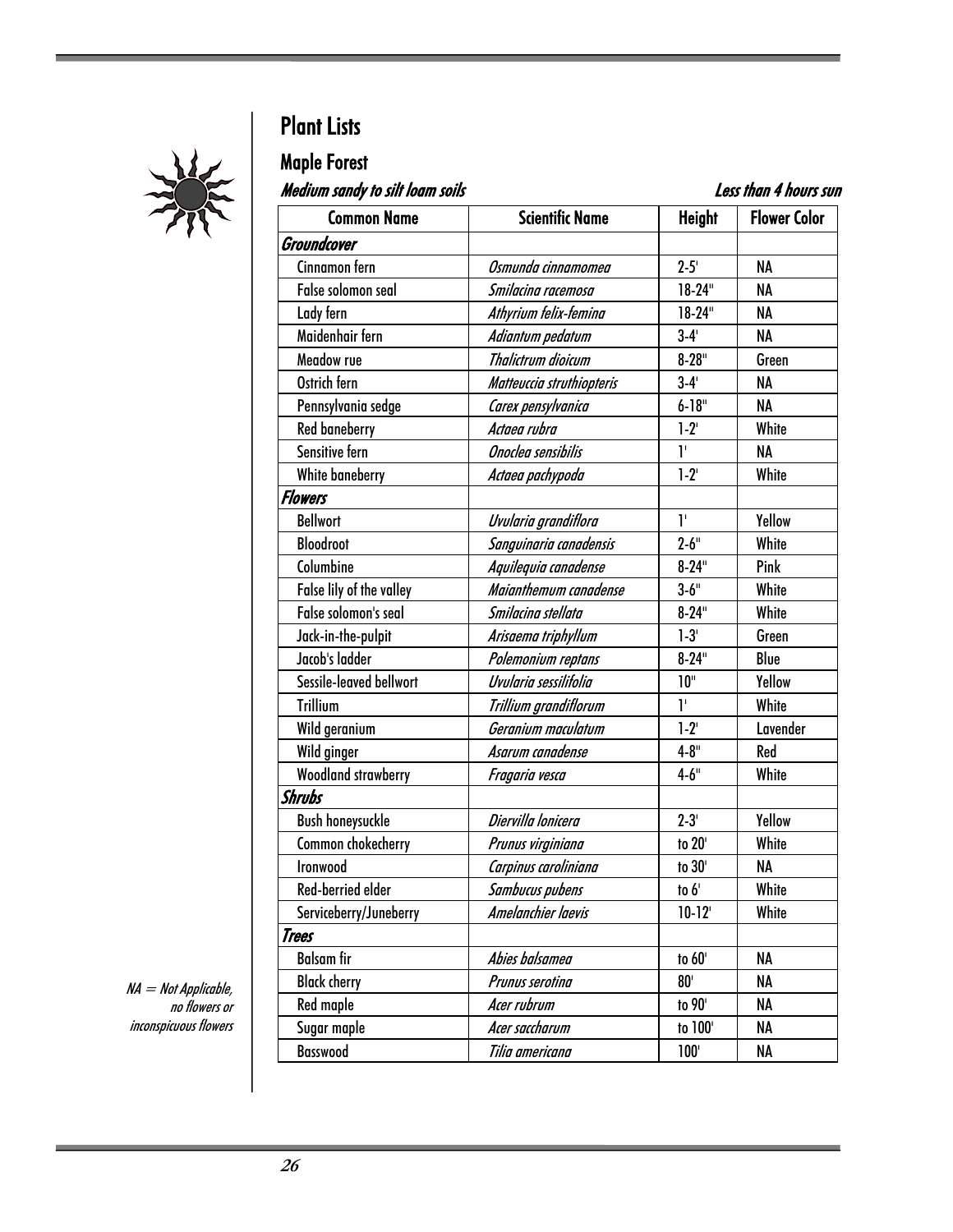# Plant Lists

## Maple Forest

***Medium sandy to silt loam soils*** ***Less than 4 hours sun***

| Common Name | Scientific Name | Height | Flower Color |
|---|---|---|---|
| ***Groundcover*** | | | |
| Cinnamon fern | *Osmunda cinnamomea* | 2-5' | NA |
| False solomon seal | *Smilacina racemosa* | 18-24" | NA |
| Lady fern | *Athyrium felix-femina* | 18-24" | NA |
| Maidenhair fern | *Adiantum pedatum* | 3-4' | NA |
| Meadow rue | *Thalictrum dioicum* | 8-28" | Green |
| Ostrich fern | *Matteuccia struthiopteris* | 3-4' | NA |
| Pennsylvania sedge | *Carex pensylvanica* | 6-18" | NA |
| Red baneberry | *Actaea rubra* | 1-2' | White |
| Sensitive fern | *Onoclea sensibilis* | 1' | NA |
| White baneberry | *Actaea pachypoda* | 1-2' | White |
| ***Flowers*** | | | |
| Bellwort | *Uvularia grandiflora* | 1' | Yellow |
| Bloodroot | *Sanguinaria canadensis* | 2-6" | White |
| Columbine | *Aquilequia canadense* | 8-24" | Pink |
| False lily of the valley | *Maianthemum canadense* | 3-6" | White |
| False solomon's seal | *Smilacina stellata* | 8-24" | White |
| Jack-in-the-pulpit | *Arisaema triphyllum* | 1-3' | Green |
| Jacob's ladder | *Polemonium reptans* | 8-24" | Blue |
| Sessile-leaved bellwort | *Uvularia sessilifolia* | 10" | Yellow |
| Trillium | *Trillium grandiflorum* | 1' | White |
| Wild geranium | *Geranium maculatum* | 1-2' | Lavender |
| Wild ginger | *Asarum canadense* | 4-8" | Red |
| Woodland strawberry | *Fragaria vesca* | 4-6" | White |
| ***Shrubs*** | | | |
| Bush honeysuckle | *Diervilla lonicera* | 2-3' | Yellow |
| Common chokecherry | *Prunus virginiana* | to 20' | White |
| Ironwood | *Carpinus caroliniana* | to 30' | NA |
| Red-berried elder | *Sambucus pubens* | to 6' | White |
| Serviceberry/Juneberry | *Amelanchier laevis* | 10-12' | White |
| ***Trees*** | | | |
| Balsam fir | *Abies balsamea* | to 60' | NA |
| Black cherry | *Prunus serotina* | 80' | NA |
| Red maple | *Acer rubrum* | to 90' | NA |
| Sugar maple | *Acer saccharum* | to 100' | NA |
| Basswood | *Tilia americana* | 100' | NA |

*NA = Not Applicable, no flowers or inconspicuous flowers*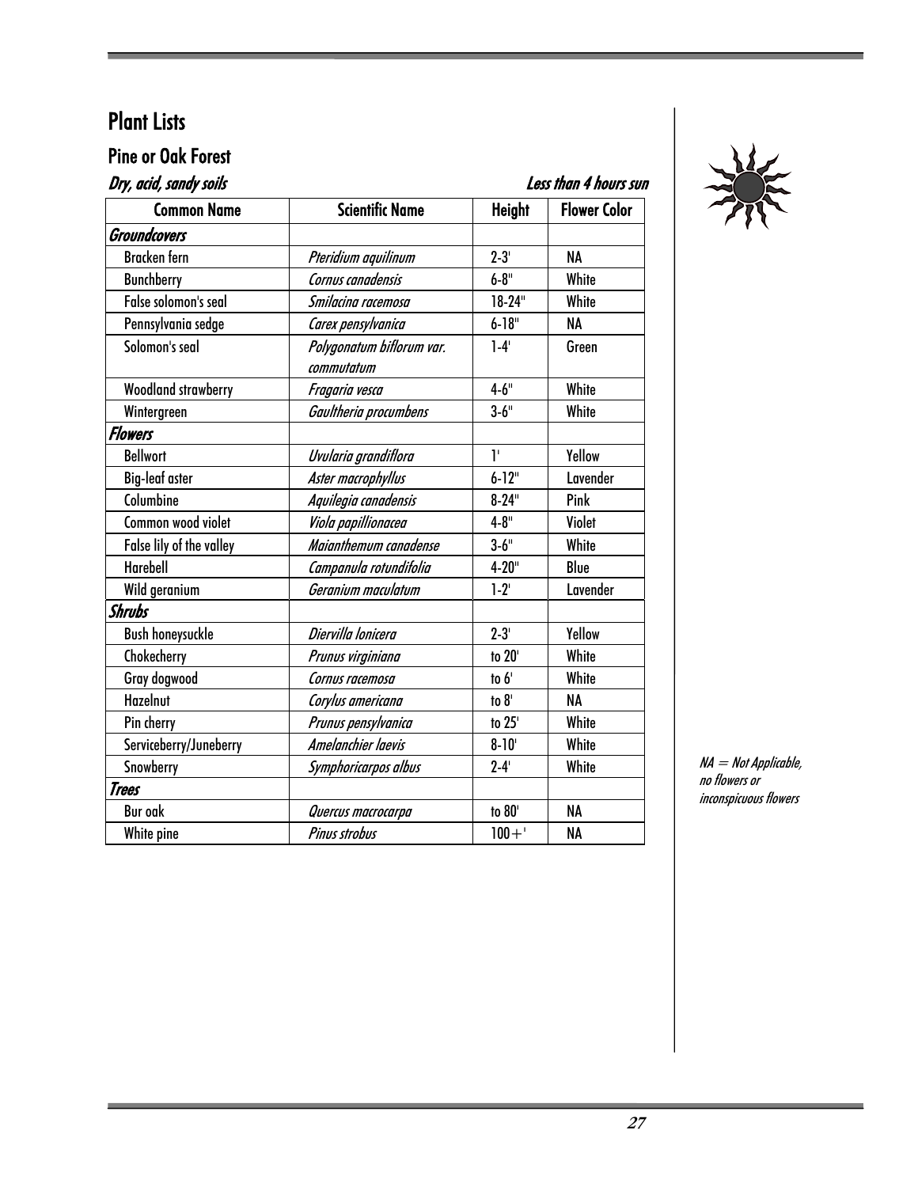# Plant Lists

## Pine or Oak Forest

*Dry, acid, sandy soils* — *Less than 4 hours sun*

| Common Name | Scientific Name | Height | Flower Color |
|---|---|---|---|
| ***Groundcovers*** | | | |
| Bracken fern | *Pteridium aquilinum* | 2-3' | NA |
| Bunchberry | *Cornus canadensis* | 6-8" | White |
| False solomon's seal | *Smilacina racemosa* | 18-24" | White |
| Pennsylvania sedge | *Carex pensylvanica* | 6-18" | NA |
| Solomon's seal | *Polygonatum biflorum var. commutatum* | 1-4' | Green |
| Woodland strawberry | *Fragaria vesca* | 4-6" | White |
| Wintergreen | *Gaultheria procumbens* | 3-6" | White |
| ***Flowers*** | | | |
| Bellwort | *Uvularia grandiflora* | 1' | Yellow |
| Big-leaf aster | *Aster macrophyllus* | 6-12" | Lavender |
| Columbine | *Aquilegia canadensis* | 8-24" | Pink |
| Common wood violet | *Viola papillionacea* | 4-8" | Violet |
| False lily of the valley | *Maianthemum canadense* | 3-6" | White |
| Harebell | *Campanula rotundifolia* | 4-20" | Blue |
| Wild geranium | *Geranium maculatum* | 1-2' | Lavender |
| ***Shrubs*** | | | |
| Bush honeysuckle | *Diervilla lonicera* | 2-3' | Yellow |
| Chokecherry | *Prunus virginiana* | to 20' | White |
| Gray dogwood | *Cornus racemosa* | to 6' | White |
| Hazelnut | *Corylus americana* | to 8' | NA |
| Pin cherry | *Prunus pensylvanica* | to 25' | White |
| Serviceberry/Juneberry | *Amelanchier laevis* | 8-10' | White |
| Snowberry | *Symphoricarpos albus* | 2-4' | White |
| ***Trees*** | | | |
| Bur oak | *Quercus macrocarpa* | to 80' | NA |
| White pine | *Pinus strobus* | 100+' | NA |

*NA = Not Applicable, no flowers or inconspicuous flowers*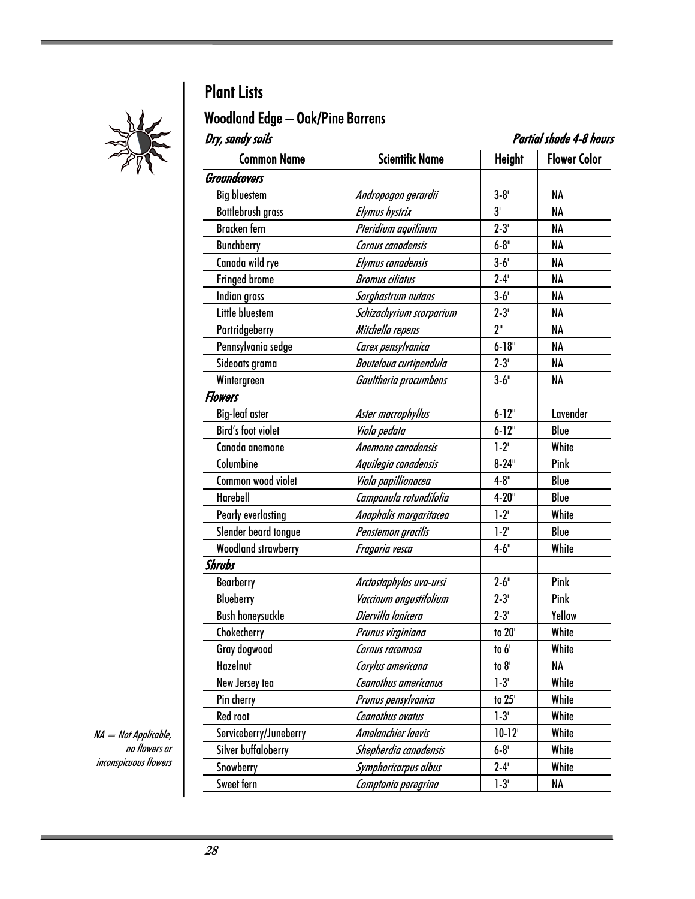# Plant Lists

## Woodland Edge – Oak/Pine Barrens

***Dry, sandy soils*** — ***Partial shade 4-8 hours***

| Common Name | Scientific Name | Height | Flower Color |
|---|---|---|---|
| ***Groundcovers*** | | | |
| Big bluestem | *Andropogon gerardii* | 3-8' | NA |
| Bottlebrush grass | *Elymus hystrix* | 3' | NA |
| Bracken fern | *Pteridium aquilinum* | 2-3' | NA |
| Bunchberry | *Cornus canadensis* | 6-8" | NA |
| Canada wild rye | *Elymus canadensis* | 3-6' | NA |
| Fringed brome | *Bromus ciliatus* | 2-4' | NA |
| Indian grass | *Sorghastrum nutans* | 3-6' | NA |
| Little bluestem | *Schizachyrium scorparium* | 2-3' | NA |
| Partridgeberry | *Mitchella repens* | 2" | NA |
| Pennsylvania sedge | *Carex pensylvanica* | 6-18" | NA |
| Sideoats grama | *Bouteloua curtipendula* | 2-3' | NA |
| Wintergreen | *Gaultheria procumbens* | 3-6" | NA |
| ***Flowers*** | | | |
| Big-leaf aster | *Aster macrophyllus* | 6-12" | Lavender |
| Bird's foot violet | *Viola pedata* | 6-12" | Blue |
| Canada anemone | *Anemone canadensis* | 1-2' | White |
| Columbine | *Aquilegia canadensis* | 8-24" | Pink |
| Common wood violet | *Viola papillionacea* | 4-8" | Blue |
| Harebell | *Campanula rotundifolia* | 4-20" | Blue |
| Pearly everlasting | *Anaphalis margaritacea* | 1-2' | White |
| Slender beard tongue | *Penstemon gracilis* | 1-2' | Blue |
| Woodland strawberry | *Fragaria vesca* | 4-6" | White |
| ***Shrubs*** | | | |
| Bearberry | *Arctostaphylos uva-ursi* | 2-6" | Pink |
| Blueberry | *Vaccinum angustifolium* | 2-3' | Pink |
| Bush honeysuckle | *Diervilla lonicera* | 2-3' | Yellow |
| Chokecherry | *Prunus virginiana* | to 20' | White |
| Gray dogwood | *Cornus racemosa* | to 6' | White |
| Hazelnut | *Corylus americana* | to 8' | NA |
| New Jersey tea | *Ceanothus americanus* | 1-3' | White |
| Pin cherry | *Prunus pensylvanica* | to 25' | White |
| Red root | *Ceanothus ovatus* | 1-3' | White |
| Serviceberry/Juneberry | *Amelanchier laevis* | 10-12' | White |
| Silver buffaloberry | *Shepherdia canadensis* | 6-8' | White |
| Snowberry | *Symphoricarpus albus* | 2-4' | White |
| Sweet fern | *Comptonia peregrina* | 1-3' | NA |

*NA = Not Applicable, no flowers or inconspicuous flowers*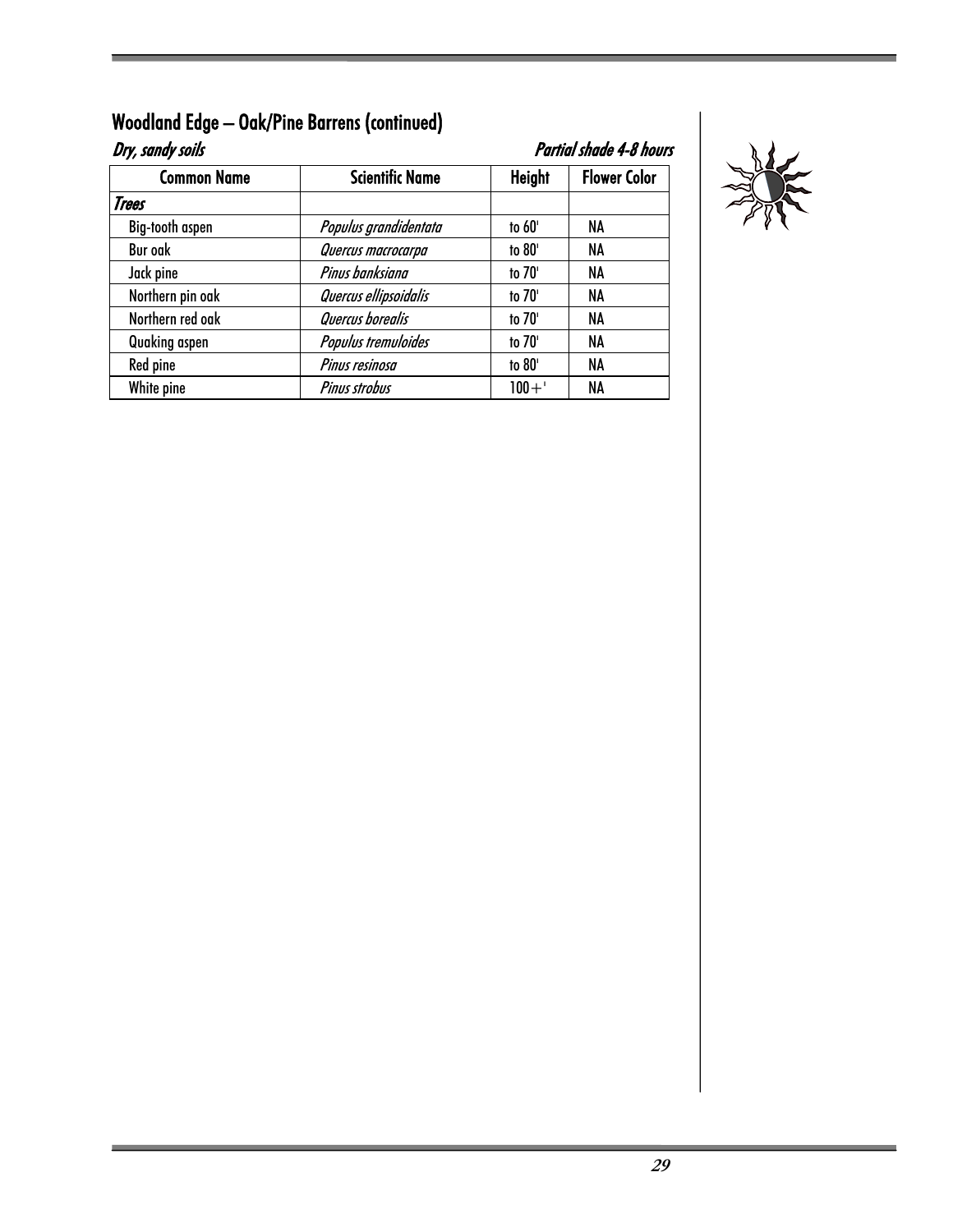## Woodland Edge – Oak/Pine Barrens (continued)

*Dry, sandy soils* *Partial shade 4-8 hours*

| Common Name | Scientific Name | Height | Flower Color |
|---|---|---|---|
| ***Trees*** | | | |
| Big-tooth aspen | *Populus grandidentata* | to 60' | NA |
| Bur oak | *Quercus macrocarpa* | to 80' | NA |
| Jack pine | *Pinus banksiana* | to 70' | NA |
| Northern pin oak | *Quercus ellipsoidalis* | to 70' | NA |
| Northern red oak | *Quercus borealis* | to 70' | NA |
| Quaking aspen | *Populus tremuloides* | to 70' | NA |
| Red pine | *Pinus resinosa* | to 80' | NA |
| White pine | *Pinus strobus* | 100+' | NA |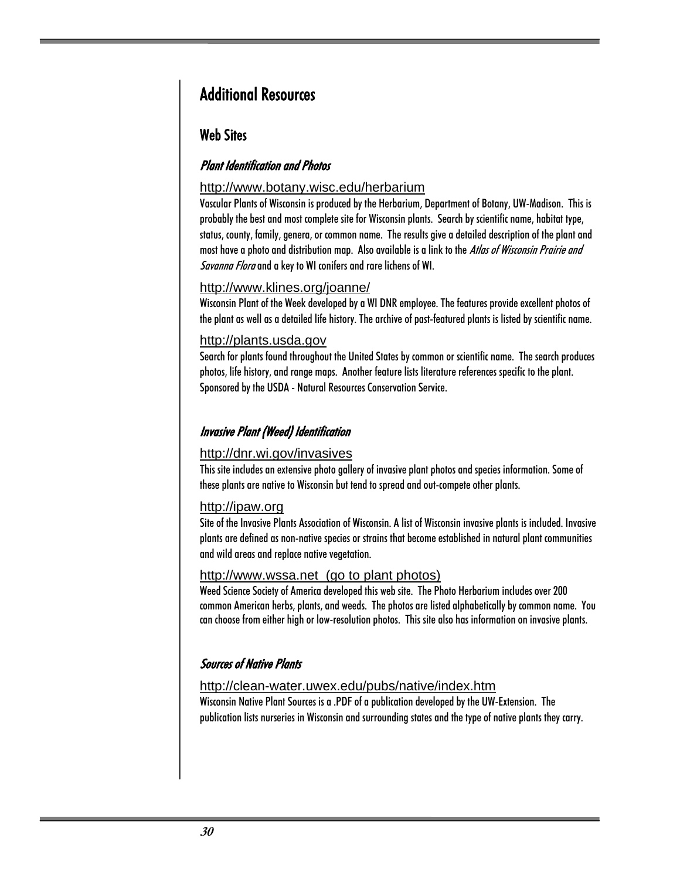# Additional Resources

## Web Sites

### *Plant Identification and Photos*

http://www.botany.wisc.edu/herbarium

Vascular Plants of Wisconsin is produced by the Herbarium, Department of Botany, UW-Madison. This is probably the best and most complete site for Wisconsin plants. Search by scientific name, habitat type, status, county, family, genera, or common name. The results give a detailed description of the plant and most have a photo and distribution map. Also available is a link to the *Atlas of Wisconsin Prairie and Savanna Flora* and a key to WI conifers and rare lichens of WI.

http://www.klines.org/joanne/

Wisconsin Plant of the Week developed by a WI DNR employee. The features provide excellent photos of the plant as well as a detailed life history. The archive of past-featured plants is listed by scientific name.

http://plants.usda.gov

Search for plants found throughout the United States by common or scientific name. The search produces photos, life history, and range maps. Another feature lists literature references specific to the plant. Sponsored by the USDA - Natural Resources Conservation Service.

### *Invasive Plant (Weed) Identification*

http://dnr.wi.gov/invasives

This site includes an extensive photo gallery of invasive plant photos and species information. Some of these plants are native to Wisconsin but tend to spread and out-compete other plants.

http://ipaw.org

Site of the Invasive Plants Association of Wisconsin. A list of Wisconsin invasive plants is included. Invasive plants are defined as non-native species or strains that become established in natural plant communities and wild areas and replace native vegetation.

http://www.wssa.net (go to plant photos)

Weed Science Society of America developed this web site. The Photo Herbarium includes over 200 common American herbs, plants, and weeds. The photos are listed alphabetically by common name. You can choose from either high or low-resolution photos. This site also has information on invasive plants.

### *Sources of Native Plants*

http://clean-water.uwex.edu/pubs/native/index.htm

Wisconsin Native Plant Sources is a .PDF of a publication developed by the UW-Extension. The publication lists nurseries in Wisconsin and surrounding states and the type of native plants they carry.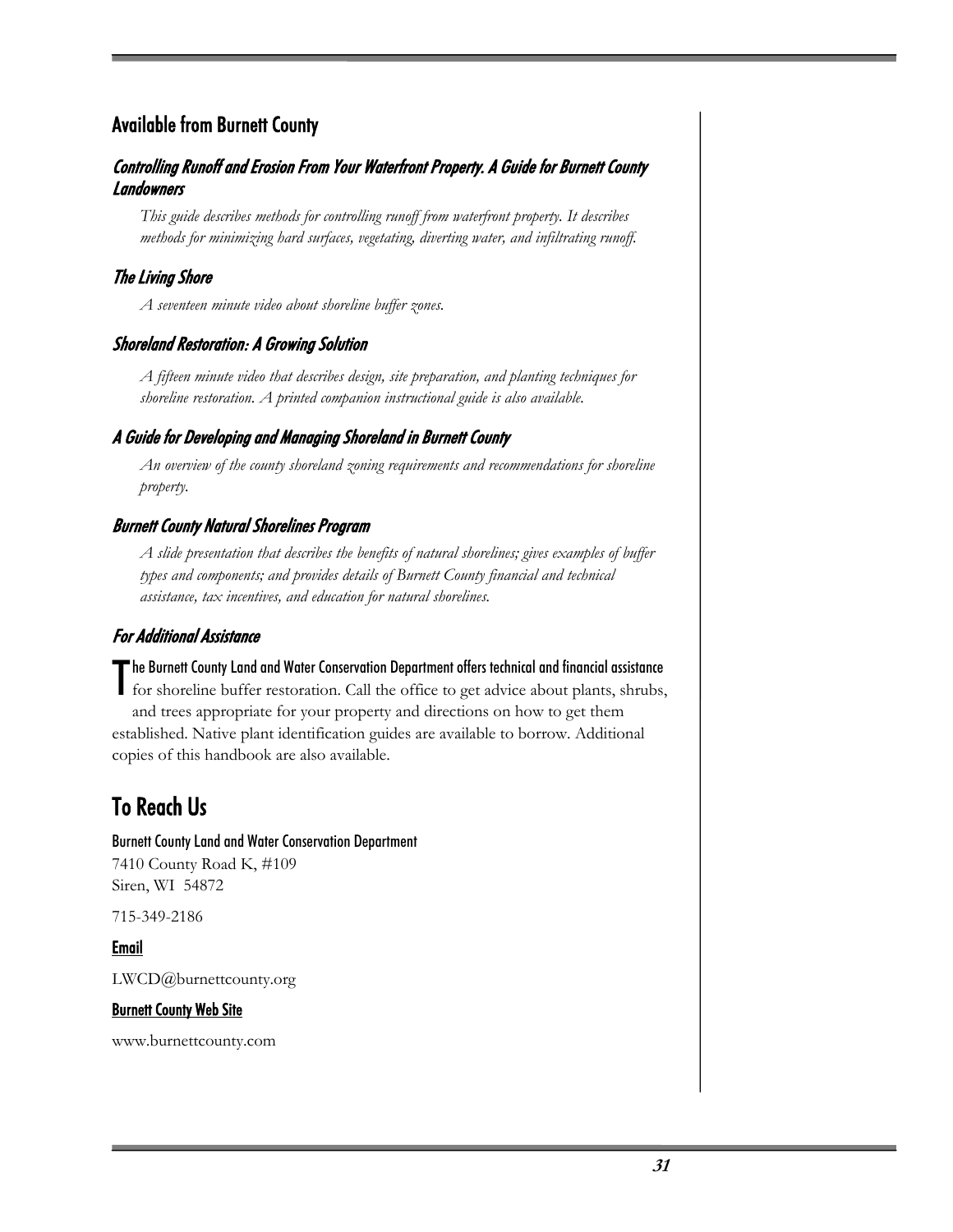## Available from Burnett County

### *Controlling Runoff and Erosion From Your Waterfront Property. A Guide for Burnett County Landowners*

*This guide describes methods for controlling runoff from waterfront property. It describes methods for minimizing hard surfaces, vegetating, diverting water, and infiltrating runoff.*

### *The Living Shore*

*A seventeen minute video about shoreline buffer zones.*

### *Shoreland Restoration: A Growing Solution*

*A fifteen minute video that describes design, site preparation, and planting techniques for shoreline restoration. A printed companion instructional guide is also available.*

### *A Guide for Developing and Managing Shoreland in Burnett County*

*An overview of the county shoreland zoning requirements and recommendations for shoreline property.*

### *Burnett County Natural Shorelines Program*

*A slide presentation that describes the benefits of natural shorelines; gives examples of buffer types and components; and provides details of Burnett County financial and technical assistance, tax incentives, and education for natural shorelines.*

### *For Additional Assistance*

The Burnett County Land and Water Conservation Department offers technical and financial assistance for shoreline buffer restoration. Call the office to get advice about plants, shrubs, and trees appropriate for your property and directions on how to get them established. Native plant identification guides are available to borrow. Additional copies of this handbook are also available.

## To Reach Us

Burnett County Land and Water Conservation Department
7410 County Road K, #109
Siren, WI 54872

715-349-2186

**Email**

LWCD@burnettcounty.org

**Burnett County Web Site**

www.burnettcounty.com